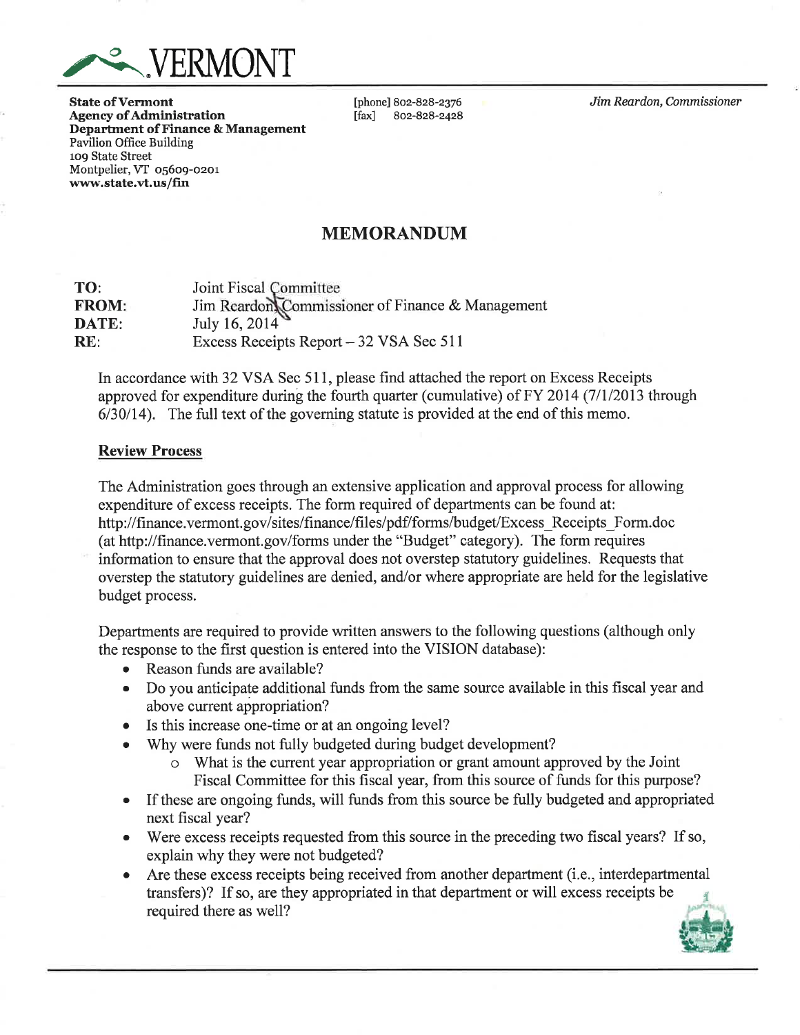VERMONT

**State of Vermont**
**Agency of Administration**
**Department of Finance & Management**
Pavilion Office Building
109 State Street
Montpelier, VT 05609-0201
**www.state.vt.us/fin**

[phone] 802-828-2376
[fax] 802-828-2428

*Jim Reardon, Commissioner*

## MEMORANDUM

**TO:** Joint Fiscal Committee
**FROM:** Jim Reardon, Commissioner of Finance & Management
**DATE:** July 16, 2014
**RE:** Excess Receipts Report – 32 VSA Sec 511

In accordance with 32 VSA Sec 511, please find attached the report on Excess Receipts approved for expenditure during the fourth quarter (cumulative) of FY 2014 (7/1/2013 through 6/30/14). The full text of the governing statute is provided at the end of this memo.

**Review Process**

The Administration goes through an extensive application and approval process for allowing expenditure of excess receipts. The form required of departments can be found at: http://finance.vermont.gov/sites/finance/files/pdf/forms/budget/Excess_Receipts_Form.doc (at http://finance.vermont.gov/forms under the "Budget" category). The form requires information to ensure that the approval does not overstep statutory guidelines. Requests that overstep the statutory guidelines are denied, and/or where appropriate are held for the legislative budget process.

Departments are required to provide written answers to the following questions (although only the response to the first question is entered into the VISION database):

- Reason funds are available?
- Do you anticipate additional funds from the same source available in this fiscal year and above current appropriation?
- Is this increase one-time or at an ongoing level?
- Why were funds not fully budgeted during budget development?
  - What is the current year appropriation or grant amount approved by the Joint Fiscal Committee for this fiscal year, from this source of funds for this purpose?
- If these are ongoing funds, will funds from this source be fully budgeted and appropriated next fiscal year?
- Were excess receipts requested from this source in the preceding two fiscal years? If so, explain why they were not budgeted?
- Are these excess receipts being received from another department (i.e., interdepartmental transfers)? If so, are they appropriated in that department or will excess receipts be required there as well?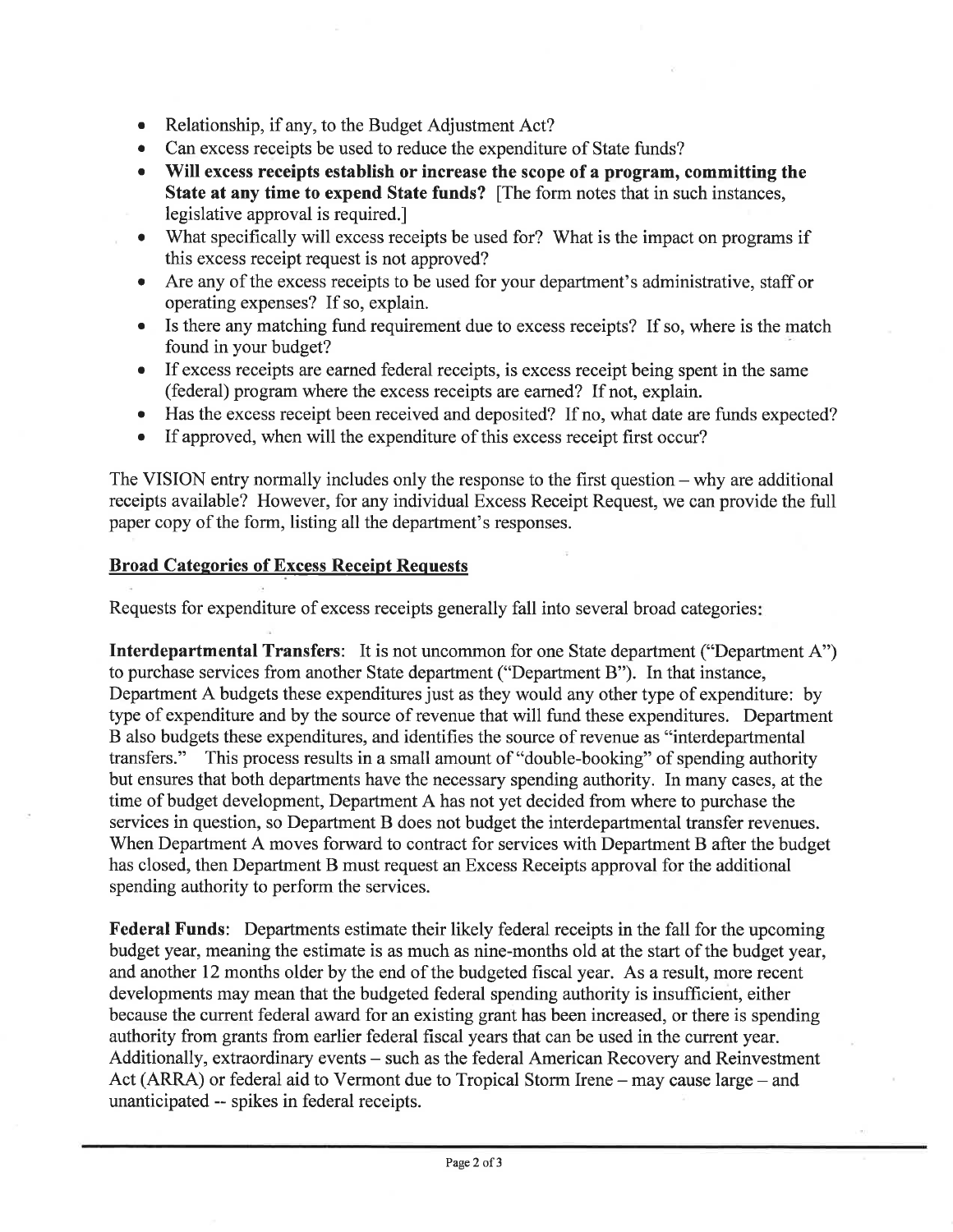- Relationship, if any, to the Budget Adjustment Act?
- Can excess receipts be used to reduce the expenditure of State funds?
- **Will excess receipts establish or increase the scope of a program, committing the State at any time to expend State funds?** [The form notes that in such instances, legislative approval is required.]
- What specifically will excess receipts be used for? What is the impact on programs if this excess receipt request is not approved?
- Are any of the excess receipts to be used for your department's administrative, staff or operating expenses? If so, explain.
- Is there any matching fund requirement due to excess receipts? If so, where is the match found in your budget?
- If excess receipts are earned federal receipts, is excess receipt being spent in the same (federal) program where the excess receipts are earned? If not, explain.
- Has the excess receipt been received and deposited? If no, what date are funds expected?
- If approved, when will the expenditure of this excess receipt first occur?

The VISION entry normally includes only the response to the first question – why are additional receipts available? However, for any individual Excess Receipt Request, we can provide the full paper copy of the form, listing all the department's responses.

## Broad Categories of Excess Receipt Requests

Requests for expenditure of excess receipts generally fall into several broad categories:

**Interdepartmental Transfers**: It is not uncommon for one State department ("Department A") to purchase services from another State department ("Department B"). In that instance, Department A budgets these expenditures just as they would any other type of expenditure: by type of expenditure and by the source of revenue that will fund these expenditures. Department B also budgets these expenditures, and identifies the source of revenue as "interdepartmental transfers." This process results in a small amount of "double-booking" of spending authority but ensures that both departments have the necessary spending authority. In many cases, at the time of budget development, Department A has not yet decided from where to purchase the services in question, so Department B does not budget the interdepartmental transfer revenues. When Department A moves forward to contract for services with Department B after the budget has closed, then Department B must request an Excess Receipts approval for the additional spending authority to perform the services.

**Federal Funds**: Departments estimate their likely federal receipts in the fall for the upcoming budget year, meaning the estimate is as much as nine-months old at the start of the budget year, and another 12 months older by the end of the budgeted fiscal year. As a result, more recent developments may mean that the budgeted federal spending authority is insufficient, either because the current federal award for an existing grant has been increased, or there is spending authority from grants from earlier federal fiscal years that can be used in the current year. Additionally, extraordinary events – such as the federal American Recovery and Reinvestment Act (ARRA) or federal aid to Vermont due to Tropical Storm Irene – may cause large – and unanticipated -- spikes in federal receipts.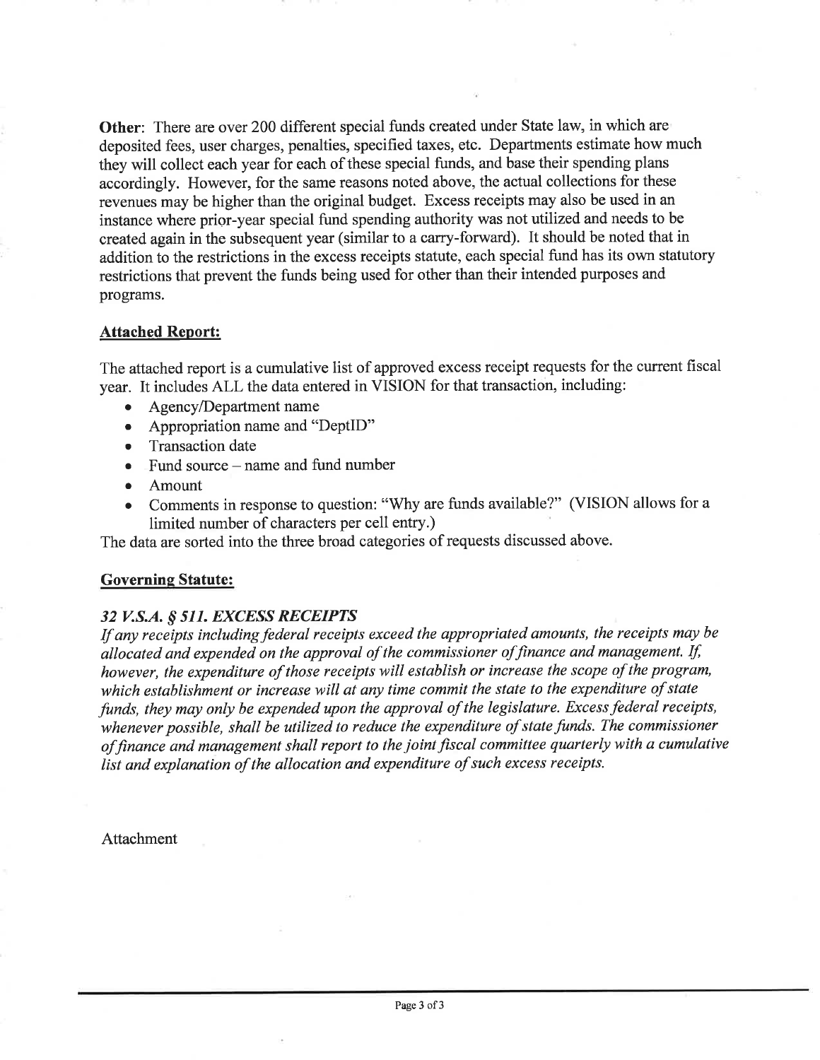**Other**: There are over 200 different special funds created under State law, in which are deposited fees, user charges, penalties, specified taxes, etc. Departments estimate how much they will collect each year for each of these special funds, and base their spending plans accordingly. However, for the same reasons noted above, the actual collections for these revenues may be higher than the original budget. Excess receipts may also be used in an instance where prior-year special fund spending authority was not utilized and needs to be created again in the subsequent year (similar to a carry-forward). It should be noted that in addition to the restrictions in the excess receipts statute, each special fund has its own statutory restrictions that prevent the funds being used for other than their intended purposes and programs.

## Attached Report:

The attached report is a cumulative list of approved excess receipt requests for the current fiscal year. It includes ALL the data entered in VISION for that transaction, including:

- Agency/Department name
- Appropriation name and "DeptID"
- Transaction date
- Fund source – name and fund number
- Amount
- Comments in response to question: "Why are funds available?" (VISION allows for a limited number of characters per cell entry.)

The data are sorted into the three broad categories of requests discussed above.

## Governing Statute:

### *32 V.S.A. § 511. EXCESS RECEIPTS*

*If any receipts including federal receipts exceed the appropriated amounts, the receipts may be allocated and expended on the approval of the commissioner of finance and management. If, however, the expenditure of those receipts will establish or increase the scope of the program, which establishment or increase will at any time commit the state to the expenditure of state funds, they may only be expended upon the approval of the legislature. Excess federal receipts, whenever possible, shall be utilized to reduce the expenditure of state funds. The commissioner of finance and management shall report to the joint fiscal committee quarterly with a cumulative list and explanation of the allocation and expenditure of such excess receipts.*

Attachment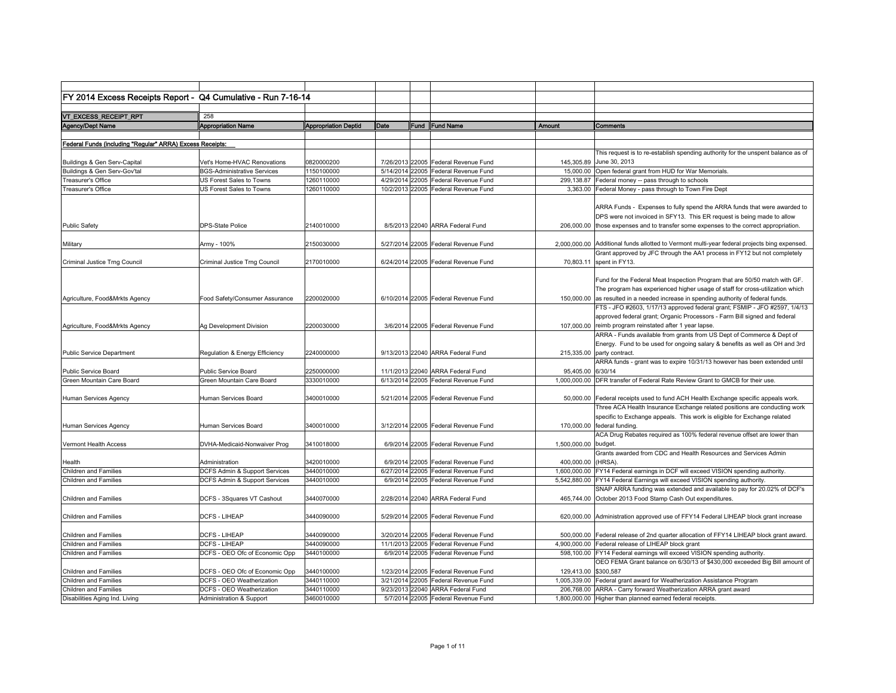## FY 2014 Excess Receipts Report - Q4 Cumulative - Run 7-16-14

| VT_EXCESS_RECEIPT_RPT | 258 | | | | | | |
|---|---|---|---|---|---|---|---|
| **Agency/Dept Name** | **Appropriation Name** | **Appropriation Deptid** | **Date** | **Fund** | **Fund Name** | **Amount** | **Comments** |
| **Federal Funds (including "Regular" ARRA) Excess Receipts:** | | | | | | | |
| Buildings & Gen Serv-Capital | Vet's Home-HVAC Renovations | 0820000200 | 7/26/2013 | 22005 | Federal Revenue Fund | 145,305.89 | This request is to re-establish spending authority for the unspent balance as of June 30, 2013 |
| Buildings & Gen Serv-Gov'tal | BGS-Administrative Services | 1150100000 | 5/14/2014 | 22005 | Federal Revenue Fund | 15,000.00 | Open federal grant from HUD for War Memorials. |
| Treasurer's Office | US Forest Sales to Towns | 1260110000 | 4/29/2014 | 22005 | Federal Revenue Fund | 299,138.87 | Federal money -- pass through to schools |
| Treasurer's Office | US Forest Sales to Towns | 1260110000 | 10/2/2013 | 22005 | Federal Revenue Fund | 3,363.00 | Federal Money - pass through to Town Fire Dept |
| Public Safety | DPS-State Police | 2140010000 | 8/5/2013 | 22040 | ARRA Federal Fund | 206,000.00 | ARRA Funds - Expenses to fully spend the ARRA funds that were awarded to DPS were not invoiced in SFY13. This ER request is being made to allow those expenses and to transfer some expenses to the correct appropriation. |
| Military | Army - 100% | 2150030000 | 5/27/2014 | 22005 | Federal Revenue Fund | 2,000,000.00 | Additional funds allotted to Vermont multi-year federal projects bing expensed. |
| Criminal Justice Trng Council | Criminal Justice Trng Council | 2170010000 | 6/24/2014 | 22005 | Federal Revenue Fund | 70,803.11 | Grant approved by JFC through the AA1 process in FY12 but not completely spent in FY13. |
| Agriculture, Food&Mrkts Agency | Food Safety/Consumer Assurance | 2200020000 | 6/10/2014 | 22005 | Federal Revenue Fund | 150,000.00 | Fund for the Federal Meat Inspection Program that are 50/50 match with GF. The program has experienced higher usage of staff for cross-utilization which as resulted in a needed increase in spending authority of federal funds. |
| Agriculture, Food&Mrkts Agency | Ag Development Division | 2200030000 | 3/6/2014 | 22005 | Federal Revenue Fund | 107,000.00 | FTS - JFO #2603, 1/17/13 approved federal grant; FSMIP - JFO #2597, 1/4/13 approved federal grant; Organic Processors - Farm Bill signed and federal reimb program reinstated after 1 year lapse. |
| Public Service Department | Regulation & Energy Efficiency | 2240000000 | 9/13/2013 | 22040 | ARRA Federal Fund | 215,335.00 | ARRA - Funds available from grants from US Dept of Commerce & Dept of Energy. Fund to be used for ongoing salary & benefits as well as OH and 3rd party contract. |
| Public Service Board | Public Service Board | 2250000000 | 11/1/2013 | 22040 | ARRA Federal Fund | 95,405.00 | ARRA funds - grant was to expire 10/31/13 however has been extended until 6/30/14 |
| Green Mountain Care Board | Green Mountain Care Board | 3330010000 | 6/13/2014 | 22005 | Federal Revenue Fund | 1,000,000.00 | DFR transfer of Federal Rate Review Grant to GMCB for their use. |
| Human Services Agency | Human Services Board | 3400010000 | 5/21/2014 | 22005 | Federal Revenue Fund | 50,000.00 | Federal receipts used to fund ACH Health Exchange specific appeals work. |
| Human Services Agency | Human Services Board | 3400010000 | 3/12/2014 | 22005 | Federal Revenue Fund | 170,000.00 | Three ACA Health Insurance Exchange related positions are conducting work specific to Exchange appeals. This work is eligible for Exchange related federal funding. |
| Vermont Health Access | DVHA-Medicaid-Nonwaiver Prog | 3410018000 | 6/9/2014 | 22005 | Federal Revenue Fund | 1,500,000.00 | ACA Drug Rebates required as 100% federal revenue offset are lower than budget. |
| Health | Administration | 3420010000 | 6/9/2014 | 22005 | Federal Revenue Fund | 400,000.00 | Grants awarded from CDC and Health Resources and Services Admin (HRSA). |
| Children and Families | DCFS Admin & Support Services | 3440010000 | 6/27/2014 | 22005 | Federal Revenue Fund | 1,600,000.00 | FY14 Federal earnings in DCF will exceed VISION spending authority. |
| Children and Families | DCFS Admin & Support Services | 3440010000 | 6/9/2014 | 22005 | Federal Revenue Fund | 5,542,880.00 | FY14 Federal Earnings will exceed VISION spending authority. |
| Children and Families | DCFS - 3Squares VT Cashout | 3440070000 | 2/28/2014 | 22040 | ARRA Federal Fund | 465,744.00 | SNAP ARRA funding was extended and available to pay for 20.02% of DCF's October 2013 Food Stamp Cash Out expenditures. |
| Children and Families | DCFS - LIHEAP | 3440090000 | 5/29/2014 | 22005 | Federal Revenue Fund | 620,000.00 | Administration approved use of FFY14 Federal LIHEAP block grant increase |
| Children and Families | DCFS - LIHEAP | 3440090000 | 3/20/2014 | 22005 | Federal Revenue Fund | 500,000.00 | Federal release of 2nd quarter allocation of FFY14 LIHEAP block grant award. |
| Children and Families | DCFS - LIHEAP | 3440090000 | 11/1/2013 | 22005 | Federal Revenue Fund | 4,900,000.00 | Federal release of LIHEAP block grant |
| Children and Families | DCFS - OEO Ofc of Economic Opp | 3440100000 | 6/9/2014 | 22005 | Federal Revenue Fund | 598,100.00 | FY14 Federal earnings will exceed VISION spending authority. |
| Children and Families | DCFS - OEO Ofc of Economic Opp | 3440100000 | 1/23/2014 | 22005 | Federal Revenue Fund | 129,413.00 | OEO FEMA Grant balance on 6/30/13 of $430,000 exceeded Big Bill amount of $300,587 |
| Children and Families | DCFS - OEO Weatherization | 3440110000 | 3/21/2014 | 22005 | Federal Revenue Fund | 1,005,339.00 | Federal grant award for Weatherization Assistance Program |
| Children and Families | DCFS - OEO Weatherization | 3440110000 | 9/23/2013 | 22040 | ARRA Federal Fund | 206,768.00 | ARRA - Carry forward Weatherization ARRA grant award |
| Disabilities Aging Ind. Living | Administration & Support | 3460010000 | 5/7/2014 | 22005 | Federal Revenue Fund | 1,800,000.00 | Higher than planned earned federal receipts. |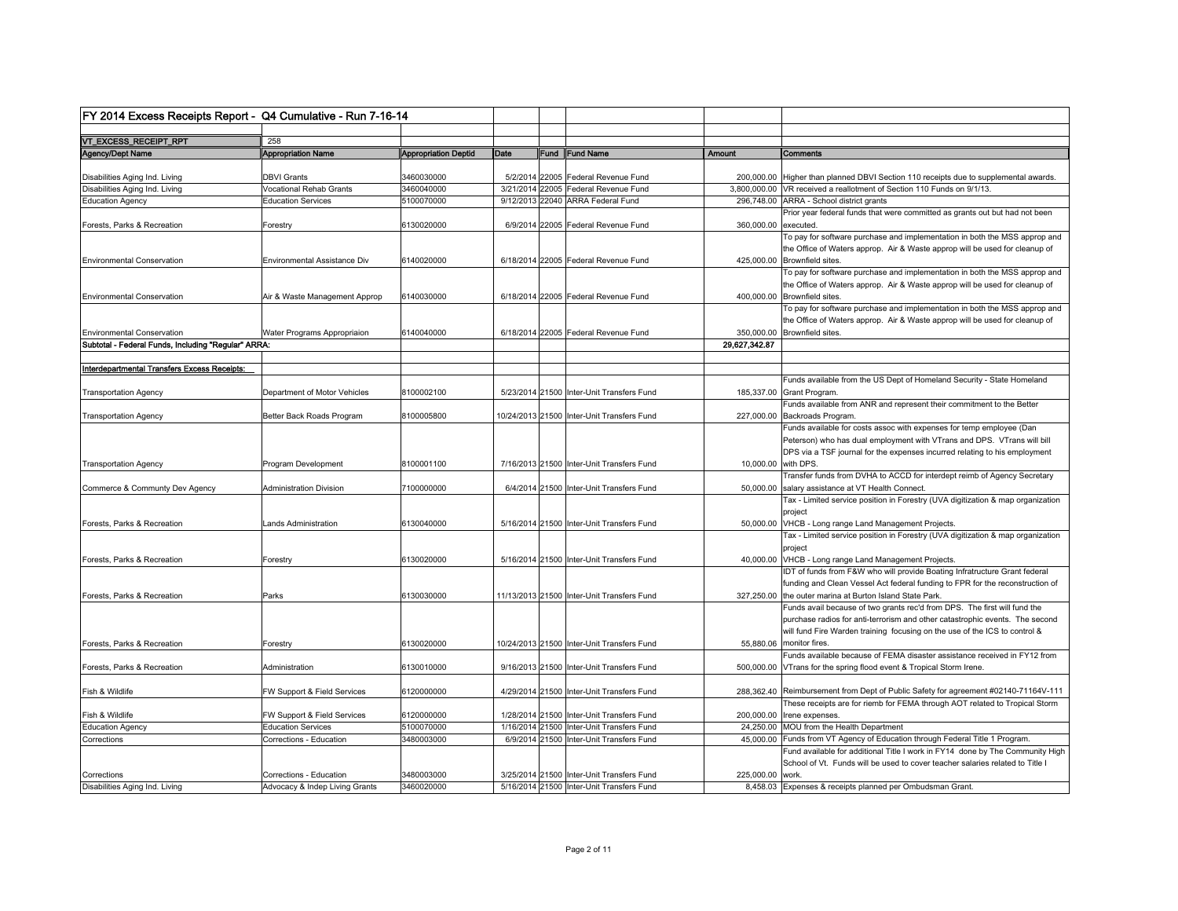| FY 2014 Excess Receipts Report - Q4 Cumulative - Run 7-16-14 | | | | | | | |
|---|---|---|---|---|---|---|---|
| VT_EXCESS_RECEIPT_RPT | 258 | | | | | | |
| Agency/Dept Name | Appropriation Name | Appropriation Deptid | Date | Fund | Fund Name | Amount | Comments |
| Disabilities Aging Ind. Living | DBVI Grants | 3460030000 | 5/2/2014 | 22005 | Federal Revenue Fund | 200,000.00 | Higher than planned DBVI Section 110 receipts due to supplemental awards. |
| Disabilities Aging Ind. Living | Vocational Rehab Grants | 3460040000 | 3/21/2014 | 22005 | Federal Revenue Fund | 3,800,000.00 | VR received a reallotment of Section 110 Funds on 9/1/13. |
| Education Agency | Education Services | 5100070000 | 9/12/2013 | 22040 | ARRA Federal Fund | 296,748.00 | ARRA - School district grants |
| Forests, Parks & Recreation | Forestry | 6130020000 | 6/9/2014 | 22005 | Federal Revenue Fund | 360,000.00 | Prior year federal funds that were committed as grants out but had not been executed. |
| Environmental Conservation | Environmental Assistance Div | 6140020000 | 6/18/2014 | 22005 | Federal Revenue Fund | 425,000.00 | To pay for software purchase and implementation in both the MSS approp and the Office of Waters approp. Air & Waste approp will be used for cleanup of Brownfield sites. |
| Environmental Conservation | Air & Waste Management Approp | 6140030000 | 6/18/2014 | 22005 | Federal Revenue Fund | 400,000.00 | To pay for software purchase and implementation in both the MSS approp and the Office of Waters approp. Air & Waste approp will be used for cleanup of Brownfield sites. |
| Environmental Conservation | Water Programs Appropriaion | 6140040000 | 6/18/2014 | 22005 | Federal Revenue Fund | 350,000.00 | To pay for software purchase and implementation in both the MSS approp and the Office of Waters approp. Air & Waste approp will be used for cleanup of Brownfield sites. |
| Subtotal - Federal Funds, Including "Regular" ARRA: | | | | | | 29,627,342.87 | |
| Interdepartmental Transfers Excess Receipts: | | | | | | | |
| Transportation Agency | Department of Motor Vehicles | 8100002100 | 5/23/2014 | 21500 | Inter-Unit Transfers Fund | 185,337.00 | Funds available from the US Dept of Homeland Security - State Homeland Grant Program. |
| Transportation Agency | Better Back Roads Program | 8100005800 | 10/24/2013 | 21500 | Inter-Unit Transfers Fund | 227,000.00 | Funds available from ANR and represent their commitment to the Better Backroads Program. |
| Transportation Agency | Program Development | 8100001100 | 7/16/2013 | 21500 | Inter-Unit Transfers Fund | 10,000.00 | Funds available for costs assoc with expenses for temp employee (Dan Peterson) who has dual employment with VTrans and DPS. VTrans will bill DPS via a TSF journal for the expenses incurred relating to his employment with DPS. |
| Commerce & Communty Dev Agency | Administration Division | 7100000000 | 6/4/2014 | 21500 | Inter-Unit Transfers Fund | 50,000.00 | Transfer funds from DVHA to ACCD for interdept reimb of Agency Secretary salary assistance at VT Health Connect. |
| Forests, Parks & Recreation | Lands Administration | 6130040000 | 5/16/2014 | 21500 | Inter-Unit Transfers Fund | 50,000.00 | Tax - Limited service position in Forestry (UVA digitization & map organization project VHCB - Long range Land Management Projects. |
| Forests, Parks & Recreation | Forestry | 6130020000 | 5/16/2014 | 21500 | Inter-Unit Transfers Fund | 40,000.00 | Tax - Limited service position in Forestry (UVA digitization & map organization project VHCB - Long range Land Management Projects. |
| Forests, Parks & Recreation | Parks | 6130030000 | 11/13/2013 | 21500 | Inter-Unit Transfers Fund | 327,250.00 | IDT of funds from F&W who will provide Boating Infratructure Grant federal funding and Clean Vessel Act federal funding to FPR for the reconstruction of the outer marina at Burton Island State Park. |
| Forests, Parks & Recreation | Forestry | 6130020000 | 10/24/2013 | 21500 | Inter-Unit Transfers Fund | 55,880.06 | Funds avail because of two grants rec'd from DPS. The first will fund the purchase radios for anti-terrorism and other catastrophic events. The second will fund Fire Warden training focusing on the use of the ICS to control & monitor fires. |
| Forests, Parks & Recreation | Administration | 6130010000 | 9/16/2013 | 21500 | Inter-Unit Transfers Fund | 500,000.00 | Funds available because of FEMA disaster assistance received in FY12 from VTrans for the spring flood event & Tropical Storm Irene. |
| Fish & Wildlife | FW Support & Field Services | 6120000000 | 4/29/2014 | 21500 | Inter-Unit Transfers Fund | 288,362.40 | Reimbursement from Dept of Public Safety for agreement #02140-71164V-111 |
| Fish & Wildlife | FW Support & Field Services | 6120000000 | 1/28/2014 | 21500 | Inter-Unit Transfers Fund | 200,000.00 | These receipts are for riemb for FEMA through AOT related to Tropical Storm Irene expenses. |
| Education Agency | Education Services | 5100070000 | 1/16/2014 | 21500 | Inter-Unit Transfers Fund | 24,250.00 | MOU from the Health Department |
| Corrections | Corrections - Education | 3480003000 | 6/9/2014 | 21500 | Inter-Unit Transfers Fund | 45,000.00 | Funds from VT Agency of Education through Federal Title 1 Program. |
| Corrections | Corrections - Education | 3480003000 | 3/25/2014 | 21500 | Inter-Unit Transfers Fund | 225,000.00 | Fund available for additional Title I work in FY14 done by The Community High School of Vt. Funds will be used to cover teacher salaries related to Title I work. |
| Disabilities Aging Ind. Living | Advocacy & Indep Living Grants | 3460020000 | 5/16/2014 | 21500 | Inter-Unit Transfers Fund | 8,458.03 | Expenses & receipts planned per Ombudsman Grant. |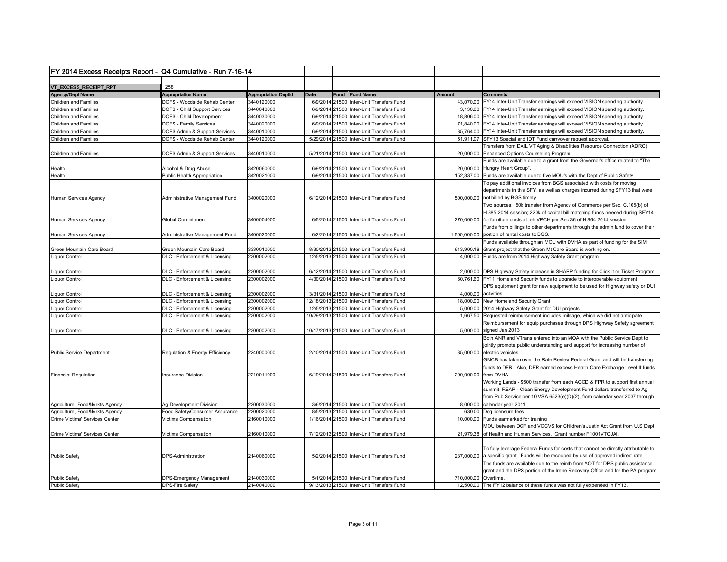| FY 2014 Excess Receipts Report - Q4 Cumulative - Run 7-16-14 | | | | | | | |
|---|---|---|---|---|---|---|---|
| | | | | | | | |
| VT_EXCESS_RECEIPT_RPT | 258 | | | | | | |
| **Agency/Dept Name** | **Appropriation Name** | **Appropriation Deptid** | **Date** | **Fund** | **Fund Name** | **Amount** | **Comments** |
| Children and Families | DCFS - Woodside Rehab Center | 3440120000 | 6/9/2014 | 21500 | Inter-Unit Transfers Fund | 43,070.00 | FY14 Inter-Unit Transfer earnings will exceed VISION spending authority. |
| Children and Families | DCFS - Child Support Services | 3440040000 | 6/9/2014 | 21500 | Inter-Unit Transfers Fund | 3,130.00 | FY14 Inter-Unit Transfer earnings will exceed VISION spending authority. |
| Children and Families | DCFS - Child Development | 3440030000 | 6/9/2014 | 21500 | Inter-Unit Transfers Fund | 18,806.00 | FY14 Inter-Unit Transfer earnings will exceed VISION spending authority. |
| Children and Families | DCFS - Family Services | 3440020000 | 6/9/2014 | 21500 | Inter-Unit Transfers Fund | 71,840.00 | FY14 Inter-Unit Transfer earnings will exceed VISION spending authority. |
| Children and Families | DCFS Admin & Support Services | 3440010000 | 6/9/2014 | 21500 | Inter-Unit Transfers Fund | 35,764.00 | FY14 Inter-Unit Transfer earnings will exceed VISION spending authority. |
| Children and Families | DCFS - Woodside Rehab Center | 3440120000 | 5/29/2014 | 21500 | Inter-Unit Transfers Fund | 51,911.07 | SFY13 Special and IDT Fund carryover request approval. |
| Children and Families | DCFS Admin & Support Services | 3440010000 | 5/21/2014 | 21500 | Inter-Unit Transfers Fund | 20,000.00 | Transfers from DAIL VT Aging & Disabilities Resource Connection (ADRC) Enhanced Options Counseling Program. |
| Health | Alcohol & Drug Abuse | 3420060000 | 6/9/2014 | 21500 | Inter-Unit Transfers Fund | 20,000.00 | Funds are available due to a grant from the Governor's office related to "The Hungry Heart Group". |
| Health | Public Health Appropriation | 3420021000 | 6/9/2014 | 21500 | Inter-Unit Transfers Fund | 152,337.00 | Funds are available due to five MOU's with the Dept of Public Safety. |
| Human Services Agency | Administrative Management Fund | 3400020000 | 6/12/2014 | 21500 | Inter-Unit Transfers Fund | 500,000.00 | To pay additional invoices from BGS associated with costs for moving departments in this SFY, as well as charges incurred during SFY13 that were not billed by BGS timely. |
| Human Services Agency | Global Commitment | 3400004000 | 6/5/2014 | 21500 | Inter-Unit Transfers Fund | 270,000.00 | Two sources: 50k transfer from Agency of Commerce per Sec. C.105(b) of H.885 2014 session; 220k of capital bill matching funds needed during SFY14 for furniture costs at teh VPCH per Sec.36 of H.864 2014 session. |
| Human Services Agency | Administrative Management Fund | 3400020000 | 6/2/2014 | 21500 | Inter-Unit Transfers Fund | 1,500,000.00 | Funds from billings to other departments through the admin fund to cover their portion of rental costs to BGS. |
| Green Mountain Care Board | Green Mountain Care Board | 3330010000 | 8/30/2013 | 21500 | Inter-Unit Transfers Fund | 613,900.18 | Funds available through an MOU with DVHA as part of funding for the SIM Grant project that the Green Mt Care Board is working on. |
| Liquor Control | DLC - Enforcement & Licensing | 2300002000 | 12/5/2013 | 21500 | Inter-Unit Transfers Fund | 4,000.00 | Funds are from 2014 Highway Safety Grant program |
| Liquor Control | DLC - Enforcement & Licensing | 2300002000 | 6/12/2014 | 21500 | Inter-Unit Transfers Fund | 2,000.00 | DPS Highway Safety increase in SHARP funding for Click it or Ticket Program |
| Liquor Control | DLC - Enforcement & Licensing | 2300002000 | 4/30/2014 | 21500 | Inter-Unit Transfers Fund | 60,761.60 | FY11 Homeland Security funds to upgrade to interoperable equipment |
| Liquor Control | DLC - Enforcement & Licensing | 2300002000 | 3/31/2014 | 21500 | Inter-Unit Transfers Fund | 4,000.00 | DPS equipment grant for new equipment to be used for Highway safety or DUI activities. |
| Liquor Control | DLC - Enforcement & Licensing | 2300002000 | 12/18/2013 | 21500 | Inter-Unit Transfers Fund | 18,000.00 | New Homeland Security Grant |
| Liquor Control | DLC - Enforcement & Licensing | 2300002000 | 12/5/2013 | 21500 | Inter-Unit Transfers Fund | 5,000.00 | 2014 Highway Safety Grant for DUI projects |
| Liquor Control | DLC - Enforcement & Licensing | 2300002000 | 10/29/2013 | 21500 | Inter-Unit Transfers Fund | 1,667.50 | Requested reimbursement includes mileage, which we did not anticipate |
| Liquor Control | DLC - Enforcement & Licensing | 2300002000 | 10/17/2013 | 21500 | Inter-Unit Transfers Fund | 5,000.00 | Reimbursement for equip purchases through DPS Highway Safety agreement signed Jan 2013 |
| Public Service Department | Regulation & Energy Efficiency | 2240000000 | 2/10/2014 | 21500 | Inter-Unit Transfers Fund | 35,000.00 | Both ANR and VTrans entered into an MOA with the Public Service Dept to jointly promote public understanding and support for increasing number of electric vehicles. |
| Financial Regulation | Insurance Division | 2210011000 | 6/19/2014 | 21500 | Inter-Unit Transfers Fund | 200,000.00 | GMCB has taken over the Rate Review Federal Grant and will be transferring funds to DFR. Also, DFR earned excess Health Care Exchange Level II funds from DVHA. |
| Agriculture, Food&Mrkts Agency | Ag Development Division | 2200030000 | 3/6/2014 | 21500 | Inter-Unit Transfers Fund | 8,000.00 | Working Lands - $500 transfer from each ACCD & FPR to support first annual summit; REAP - Clean Energy Development Fund dollars transferred to Ag from Pub Service per 10 VSA 6523(e)(D)(2), from calendar year 2007 through calendar year 2011. |
| Agriculture, Food&Mrkts Agency | Food Safety/Consumer Assurance | 2200020000 | 8/5/2013 | 21500 | Inter-Unit Transfers Fund | 630.00 | Dog licensure fees |
| Crime Victims' Services Center | Victims Compensation | 2160010000 | 1/16/2014 | 21500 | Inter-Unit Transfers Fund | 10,000.00 | Funds earmarked for training |
| Crime Victims' Services Center | Victims Compensation | 2160010000 | 7/12/2013 | 21500 | Inter-Unit Transfers Fund | 21,979.38 | MOU between DCF and VCCVS for Children's Justin Act Grant from U.S Dept of Health and Human Services. Grant number F1001VTCJAI. |
| Public Safety | DPS-Administration | 2140060000 | 5/2/2014 | 21500 | Inter-Unit Transfers Fund | 237,000.00 | To fully leverage Federal Funds for costs that cannot be directly attributable to a specific grant. Funds will be recouped by use of approved indirect rate. |
| Public Safety | DPS-Emergency Management | 2140030000 | 5/1/2014 | 21500 | Inter-Unit Transfers Fund | 710,000.00 | The funds are available due to the reimb from AOT for DPS public assistance grant and the DPS portion of the Irene Recovery Office and for the PA program Overtime. |
| Public Safety | DPS-Fire Safety | 2140040000 | 9/13/2013 | 21500 | Inter-Unit Transfers Fund | 12,500.00 | The FY12 balance of these funds was not fully expended in FY13. |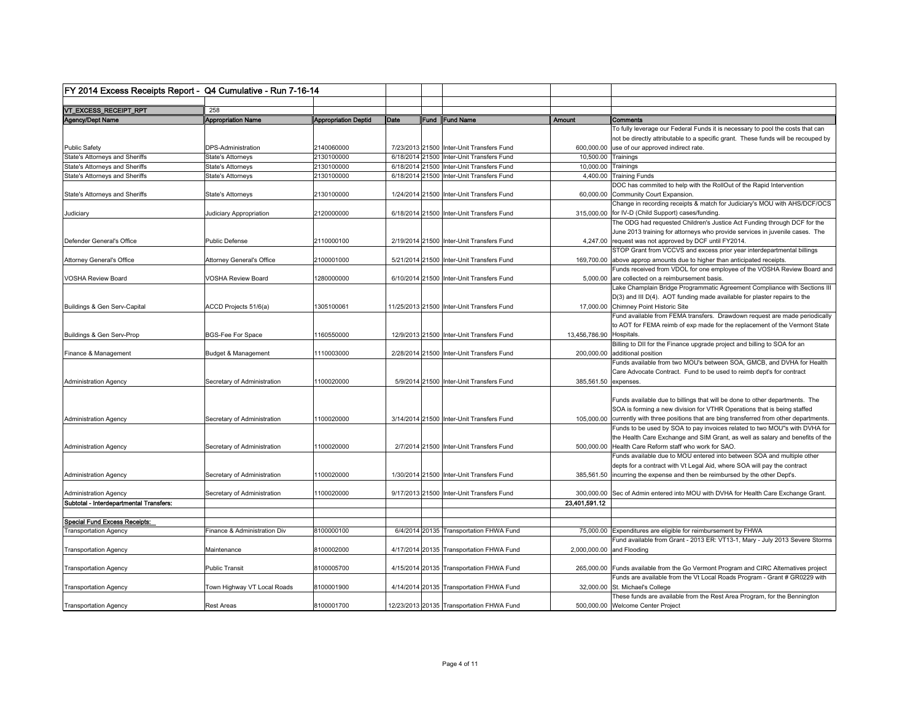| FY 2014 Excess Receipts Report - Q4 Cumulative - Run 7-16-14 | | | | | | | |
|---|---|---|---|---|---|---|---|
| | | | | | | | |
| VT_EXCESS_RECEIPT_RPT | 258 | | | | | | |
| **Agency/Dept Name** | **Appropriation Name** | **Appropriation Deptid** | **Date** | **Fund** | **Fund Name** | **Amount** | **Comments** |
| Public Safety | DPS-Administration | 2140060000 | 7/23/2013 | 21500 | Inter-Unit Transfers Fund | 600,000.00 | To fully leverage our Federal Funds it is necessary to pool the costs that can not be directly attributable to a specific grant. These funds will be recouped by use of our approved indirect rate. |
| State's Attorneys and Sheriffs | State's Attorneys | 2130100000 | 6/18/2014 | 21500 | Inter-Unit Transfers Fund | 10,500.00 | Trainings |
| State's Attorneys and Sheriffs | State's Attorneys | 2130100000 | 6/18/2014 | 21500 | Inter-Unit Transfers Fund | 10,000.00 | Trainings |
| State's Attorneys and Sheriffs | State's Attorneys | 2130100000 | 6/18/2014 | 21500 | Inter-Unit Transfers Fund | 4,400.00 | Training Funds |
| State's Attorneys and Sheriffs | State's Attorneys | 2130100000 | 1/24/2014 | 21500 | Inter-Unit Transfers Fund | 60,000.00 | DOC has commited to help with the RollOut of the Rapid Intervention Community Court Expansion. |
| Judiciary | Judiciary Appropriation | 2120000000 | 6/18/2014 | 21500 | Inter-Unit Transfers Fund | 315,000.00 | Change in recording receipts & match for Judiciary's MOU with AHS/DCF/OCS for IV-D (Child Support) cases/funding. |
| Defender General's Office | Public Defense | 2110000100 | 2/19/2014 | 21500 | Inter-Unit Transfers Fund | 4,247.00 | The ODG had requested Children's Justice Act Funding through DCF for the June 2013 training for attorneys who provide services in juvenile cases. The request was not approved by DCF until FY2014. |
| Attorney General's Office | Attorney General's Office | 2100001000 | 5/21/2014 | 21500 | Inter-Unit Transfers Fund | 169,700.00 | STOP Grant from VCCVS and excess prior year interdepartmental billings above approp amounts due to higher than anticipated receipts. |
| VOSHA Review Board | VOSHA Review Board | 1280000000 | 6/10/2014 | 21500 | Inter-Unit Transfers Fund | 5,000.00 | Funds received from VDOL for one employee of the VOSHA Review Board and are collected on a reimbursement basis. |
| Buildings & Gen Serv-Capital | ACCD Projects 51/6(a) | 1305100061 | 11/25/2013 | 21500 | Inter-Unit Transfers Fund | 17,000.00 | Lake Champlain Bridge Programmatic Agreement Compliance with Sections III D(3) and III D(4). AOT funding made available for plaster repairs to the Chimney Point Historic Site |
| Buildings & Gen Serv-Prop | BGS-Fee For Space | 1160550000 | 12/9/2013 | 21500 | Inter-Unit Transfers Fund | 13,456,786.90 | Fund available from FEMA transfers. Drawdown request are made periodically to AOT for FEMA reimb of exp made for the replacement of the Vermont State Hospitals. |
| Finance & Management | Budget & Management | 1110003000 | 2/28/2014 | 21500 | Inter-Unit Transfers Fund | 200,000.00 | Billing to DII for the Finance upgrade project and billing to SOA for an additional position |
| Administration Agency | Secretary of Administration | 1100020000 | 5/9/2014 | 21500 | Inter-Unit Transfers Fund | 385,561.50 | Funds available from two MOU's between SOA, GMCB, and DVHA for Health Care Advocate Contract. Fund to be used to reimb dept's for contract expenses. |
| Administration Agency | Secretary of Administration | 1100020000 | 3/14/2014 | 21500 | Inter-Unit Transfers Fund | 105,000.00 | Funds available due to billings that will be done to other departments. The SOA is forming a new division for VTHR Operations that is being staffed currently with three positions that are bing transferred from other departments. |
| Administration Agency | Secretary of Administration | 1100020000 | 2/7/2014 | 21500 | Inter-Unit Transfers Fund | 500,000.00 | Funds to be used by SOA to pay invoices related to two MOU"s with DVHA for the Health Care Exchange and SIM Grant, as well as salary and benefits of the Health Care Reform staff who work for SAO. |
| Administration Agency | Secretary of Administration | 1100020000 | 1/30/2014 | 21500 | Inter-Unit Transfers Fund | 385,561.50 | Funds available due to MOU entered into between SOA and multiple other depts for a contract with Vt Legal Aid, where SOA will pay the contract incurring the expense and then be reimbursed by the other Dept's. |
| Administration Agency | Secretary of Administration | 1100020000 | 9/17/2013 | 21500 | Inter-Unit Transfers Fund | 300,000.00 | Sec of Admin entered into MOU with DVHA for Health Care Exchange Grant. |
| **Subtotal - Interdepartmental Transfers:** | | | | | | **23,401,591.12** | |
| | | | | | | | |
| **Special Fund Excess Receipts:** | | | | | | | |
| Transportation Agency | Finance & Administration Div | 8100000100 | 6/4/2014 | 20135 | Transportation FHWA Fund | 75,000.00 | Expenditures are eligible for reimbursement by FHWA |
| Transportation Agency | Maintenance | 8100002000 | 4/17/2014 | 20135 | Transportation FHWA Fund | 2,000,000.00 | Fund available from Grant - 2013 ER: VT13-1, Mary - July 2013 Severe Storms and Flooding |
| Transportation Agency | Public Transit | 8100005700 | 4/15/2014 | 20135 | Transportation FHWA Fund | 265,000.00 | Funds available from the Go Vermont Program and CIRC Alternatives project |
| Transportation Agency | Town Highway VT Local Roads | 8100001900 | 4/14/2014 | 20135 | Transportation FHWA Fund | 32,000.00 | Funds are available from the Vt Local Roads Program - Grant # GR0229 with St. Michael's College |
| Transportation Agency | Rest Areas | 8100001700 | 12/23/2013 | 20135 | Transportation FHWA Fund | 500,000.00 | These funds are available from the Rest Area Program, for the Bennington Welcome Center Project |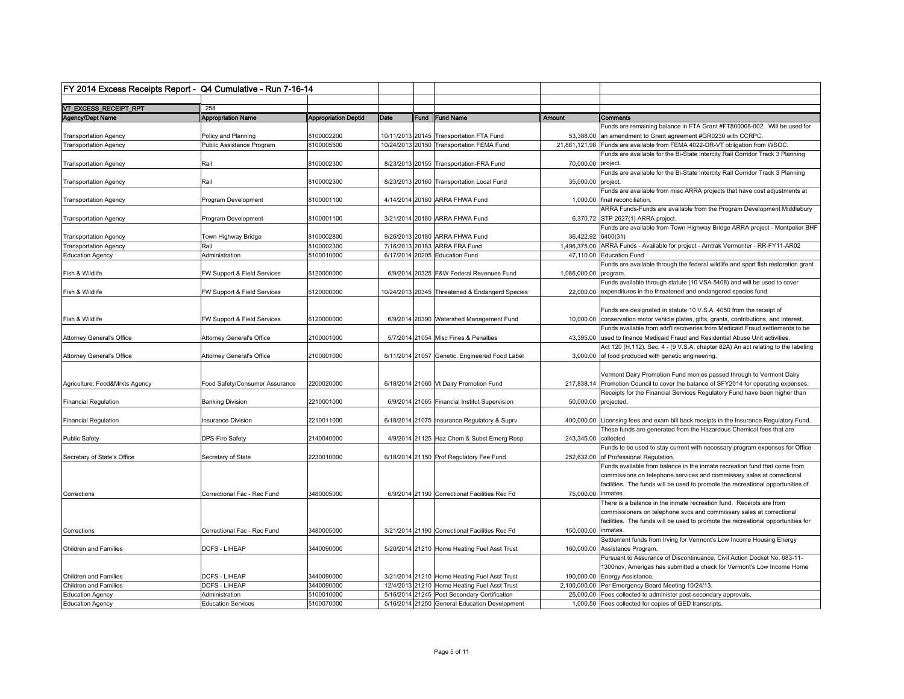# FY 2014 Excess Receipts Report - Q4 Cumulative - Run 7-16-14

| VT_EXCESS_RECEIPT_RPT | 258 | | | | | | |
|---|---|---|---|---|---|---|---|
| **Agency/Dept Name** | **Appropriation Name** | **Appropriation Deptid** | **Date** | **Fund** | **Fund Name** | **Amount** | **Comments** |
| Transportation Agency | Policy and Planning | 8100002200 | 10/11/2013 | 20145 | Transportation FTA Fund | 53,388.00 | Funds are remaining balance in FTA Grant #FT800008-002. Will be used for an amendment to Grant agreement #GR0230 with CCRPC. |
| Transportation Agency | Public Assistance Program | 8100005500 | 10/24/2013 | 20150 | Transportation FEMA Fund | 21,881,121.98 | Funds are available from FEMA 4022-DR-VT obligation from WSOC. |
| Transportation Agency | Rail | 8100002300 | 8/23/2013 | 20155 | Transportation-FRA Fund | 70,000.00 | Funds are available for the Bi-State Intercity Rail Corridor Track 3 Planning project. |
| Transportation Agency | Rail | 8100002300 | 8/23/2013 | 20160 | Transportation Local Fund | 35,000.00 | Funds are available for the Bi-State Intercity Rail Corridor Track 3 Planning project. |
| Transportation Agency | Program Development | 8100001100 | 4/14/2014 | 20180 | ARRA FHWA Fund | 1,000.00 | Funds are available from misc ARRA projects that have cost adjustments at final reconciliation. |
| Transportation Agency | Program Development | 8100001100 | 3/21/2014 | 20180 | ARRA FHWA Fund | 6,370.72 | ARRA Funds-Funds are available from the Program Development Middlebury STP 2627(1) ARRA project. |
| Transportation Agency | Town Highway Bridge | 8100002800 | 9/26/2013 | 20180 | ARRA FHWA Fund | 36,422.92 | Funds are available from Town Highway Bridge ARRA project - Montpelier BHF 6400(31) |
| Transportation Agency | Rail | 8100002300 | 7/16/2013 | 20183 | ARRA FRA Fund | 1,496,375.00 | ARRA Funds - Available for project - Amtrak Vermonter - RR-FY11-AR02 |
| Education Agency | Administration | 5100010000 | 6/17/2014 | 20205 | Education Fund | 47,110.00 | Education Fund |
| Fish & Wildlife | FW Support & Field Services | 6120000000 | 6/9/2014 | 20325 | F&W Federal Revenues Fund | 1,086,000.00 | Funds are available through the federal wildlife and sport fish restoration grant program. |
| Fish & Wildlife | FW Support & Field Services | 6120000000 | 10/24/2013 | 20345 | Threatened & Endangerd Species | 22,000.00 | Funds available through statute (10 VSA 5408) and will be used to cover expenditures in the threatened and endangered species fund. |
| Fish & Wildlife | FW Support & Field Services | 6120000000 | 6/9/2014 | 20390 | Watershed Management Fund | 10,000.00 | Funds are designated in statute 10 V.S.A. 4050 from the receipt of conservation motor vehicle plates, gifts, grants, contributions, and interest. |
| Attorney General's Office | Attorney General's Office | 2100001000 | 5/7/2014 | 21054 | Misc Fines & Penalties | 43,395.00 | Funds available from add'l recoveries from Medicaid Fraud settlements to be used to finance Medicaid Fraud and Residential Abuse Unit activities. |
| Attorney General's Office | Attorney General's Office | 2100001000 | 6/11/2014 | 21057 | Genetic. Engineered Food Label | 3,000.00 | Act 120 (H.112), Sec. 4 - (9 V.S.A. chapter 82A) An act relating to the labeling of food produced with genetic engineering. |
| Agriculture, Food&Mrkts Agency | Food Safety/Consumer Assurance | 2200020000 | 6/18/2014 | 21060 | Vt Dairy Promotion Fund | 217,838.14 | Vermont Dairy Promotion Fund monies passed through to Vermont Dairy Promotion Council to cover the balance of SFY2014 for operating expenses. |
| Financial Regulation | Banking Division | 2210001000 | 6/9/2014 | 21065 | Financial Institut Supervision | 50,000.00 | Receipts for the Financial Services Regulatory Fund have been higher than projected. |
| Financial Regulation | Insurance Division | 2210011000 | 6/18/2014 | 21075 | Insurance Regulatory & Suprv | 400,000.00 | Licensing fees and exam bill back receipts in the Insurance Regulatory Fund. |
| Public Safety | DPS-Fire Safety | 2140040000 | 4/9/2014 | 21125 | Haz Chem & Subst Emerg Resp | 243,345.00 | These funds are generated from the Hazardous Chemical fees that are collected |
| Secretary of State's Office | Secretary of State | 2230010000 | 6/18/2014 | 21150 | Prof Regulatory Fee Fund | 252,632.00 | Funds to be used to stay current with necessary program expenses for Office of Professional Regulation. |
| Corrections | Correctional Fac - Rec Fund | 3480005000 | 6/9/2014 | 21190 | Correctional Facilities Rec Fd | 75,000.00 | Funds available from balance in the inmate recreation fund that come from commissions on telephone services and commissary sales at correctional facilities. The funds will be used to promote the recreational opportunities of inmates. |
| Corrections | Correctional Fac - Rec Fund | 3480005000 | 3/21/2014 | 21190 | Correctional Facilities Rec Fd | 150,000.00 | There is a balance in the inmate recreation fund. Receipts are from commissioners on telephone svcs and commissary sales at correctional facilities. The funds will be used to promote the recreational opportunities for inmates. |
| Children and Families | DCFS - LIHEAP | 3440090000 | 5/20/2014 | 21210 | Home Heating Fuel Asst Trust | 160,000.00 | Settlement funds from Irving for Vermont's Low Income Housing Energy Assistance Program. |
| Children and Families | DCFS - LIHEAP | 3440090000 | 3/21/2014 | 21210 | Home Heating Fuel Asst Trust | 190,000.00 | Pursuant to Assurance of Discontinuance, Civil Action Docket No. 683-11-1300nov, Amerigas has submitted a check for Vermont's Low Income Home Energy Assistance. |
| Children and Families | DCFS - LIHEAP | 3440090000 | 12/4/2013 | 21210 | Home Heating Fuel Asst Trust | 2,100,000.00 | Per Emergency Board Meeting 10/24/13. |
| Education Agency | Administration | 5100010000 | 5/16/2014 | 21245 | Post Secondary Certification | 25,000.00 | Fees collected to administer post-secondary approvals. |
| Education Agency | Education Services | 5100070000 | 5/16/2014 | 21250 | General Education Development | 1,000.50 | Fees collected for copies of GED transcripts. |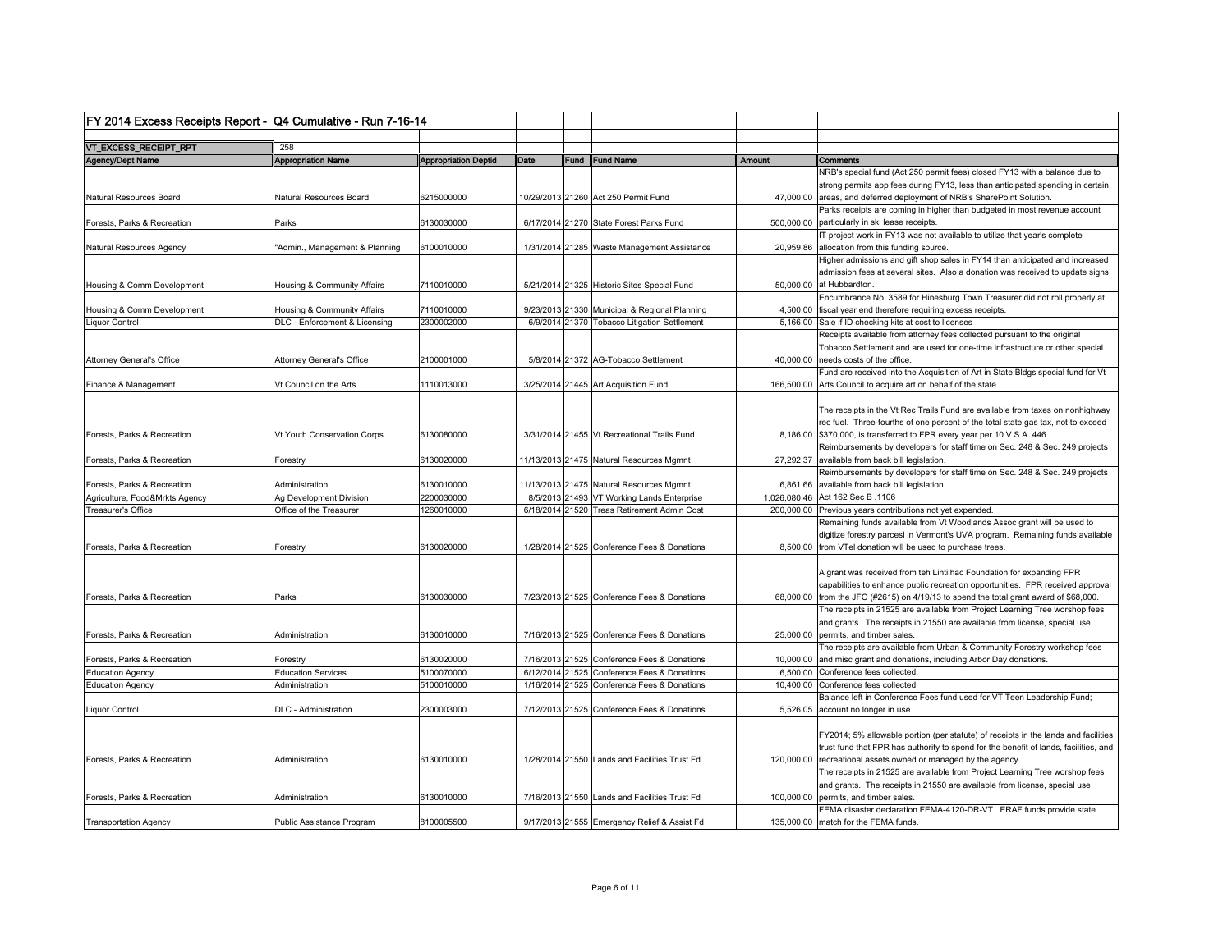## FY 2014 Excess Receipts Report - Q4 Cumulative - Run 7-16-14

| VT_EXCESS_RECEIPT_RPT | 258 | | | | | | |
|---|---|---|---|---|---|---|---|
| **Agency/Dept Name** | **Appropriation Name** | **Appropriation Deptid** | **Date** | **Fund** | **Fund Name** | **Amount** | **Comments** |
| Natural Resources Board | Natural Resources Board | 6215000000 | 10/29/2013 | 21260 | Act 250 Permit Fund | 47,000.00 | NRB's special fund (Act 250 permit fees) closed FY13 with a balance due to strong permits app fees during FY13, less than anticipated spending in certain areas, and deferred deployment of NRB's SharePoint Solution. |
| Forests, Parks & Recreation | Parks | 6130030000 | 6/17/2014 | 21270 | State Forest Parks Fund | 500,000.00 | Parks receipts are coming in higher than budgeted in most revenue account particularly in ski lease receipts. |
| Natural Resources Agency | "Admin., Management & Planning | 6100010000 | 1/31/2014 | 21285 | Waste Management Assistance | 20,959.86 | IT project work in FY13 was not available to utilize that year's complete allocation from this funding source. |
| Housing & Comm Development | Housing & Community Affairs | 7110010000 | 5/21/2014 | 21325 | Historic Sites Special Fund | 50,000.00 | Higher admissions and gift shop sales in FY14 than anticipated and increased admission fees at several sites. Also a donation was received to update signs at Hubbardton. |
| Housing & Comm Development | Housing & Community Affairs | 7110010000 | 9/23/2013 | 21330 | Municipal & Regional Planning | 4,500.00 | Encumbrance No. 3589 for Hinesburg Town Treasurer did not roll properly at fiscal year end therefore requiring excess receipts. |
| Liquor Control | DLC - Enforcement & Licensing | 2300002000 | 6/9/2014 | 21370 | Tobacco Litigation Settlement | 5,166.00 | Sale if ID checking kits at cost to licenses |
| Attorney General's Office | Attorney General's Office | 2100001000 | 5/8/2014 | 21372 | AG-Tobacco Settlement | 40,000.00 | Receipts available from attorney fees collected pursuant to the original Tobacco Settlement and are used for one-time infrastructure or other special needs costs of the office. |
| Finance & Management | Vt Council on the Arts | 1110013000 | 3/25/2014 | 21445 | Art Acquisition Fund | 166,500.00 | Fund are received into the Acquisition of Art in State Bldgs special fund for Vt Arts Council to acquire art on behalf of the state. |
| Forests, Parks & Recreation | Vt Youth Conservation Corps | 6130080000 | 3/31/2014 | 21455 | Vt Recreational Trails Fund | 8,186.00 | The receipts in the Vt Rec Trails Fund are available from taxes on nonhighway rec fuel. Three-fourths of one percent of the total state gas tax, not to exceed $370,000, is transferred to FPR every year per 10 V.S.A. 446 |
| Forests, Parks & Recreation | Forestry | 6130020000 | 11/13/2013 | 21475 | Natural Resources Mgmnt | 27,292.37 | Reimbursements by developers for staff time on Sec. 248 & Sec. 249 projects available from back bill legislation. |
| Forests, Parks & Recreation | Administration | 6130010000 | 11/13/2013 | 21475 | Natural Resources Mgmnt | 6,861.66 | Reimbursements by developers for staff time on Sec. 248 & Sec. 249 projects available from back bill legislation. |
| Agriculture, Food&Mrkts Agency | Ag Development Division | 2200030000 | 8/5/2013 | 21493 | VT Working Lands Enterprise | 1,026,080.46 | Act 162 Sec B .1106 |
| Treasurer's Office | Office of the Treasurer | 1260010000 | 6/18/2014 | 21520 | Treas Retirement Admin Cost | 200,000.00 | Previous years contributions not yet expended. |
| Forests, Parks & Recreation | Forestry | 6130020000 | 1/28/2014 | 21525 | Conference Fees & Donations | 8,500.00 | Remaining funds available from Vt Woodlands Assoc grant will be used to digitize forestry parcesl in Vermont's UVA program. Remaining funds available from VTel donation will be used to purchase trees. |
| Forests, Parks & Recreation | Parks | 6130030000 | 7/23/2013 | 21525 | Conference Fees & Donations | 68,000.00 | A grant was received from teh Lintilhac Foundation for expanding FPR capabilities to enhance public recreation opportunities. FPR received approval from the JFO (#2615) on 4/19/13 to spend the total grant award of $68,000. |
| Forests, Parks & Recreation | Administration | 6130010000 | 7/16/2013 | 21525 | Conference Fees & Donations | 25,000.00 | The receipts in 21525 are available from Project Learning Tree worshop fees and grants. The receipts in 21550 are available from license, special use permits, and timber sales. |
| Forests, Parks & Recreation | Forestry | 6130020000 | 7/16/2013 | 21525 | Conference Fees & Donations | 10,000.00 | The receipts are available from Urban & Community Forestry workshop fees and misc grant and donations, including Arbor Day donations. |
| Education Agency | Education Services | 5100070000 | 6/12/2014 | 21525 | Conference Fees & Donations | 6,500.00 | Conference fees collected. |
| Education Agency | Administration | 5100010000 | 1/16/2014 | 21525 | Conference Fees & Donations | 10,400.00 | Conference fees collected |
| Liquor Control | DLC - Administration | 2300003000 | 7/12/2013 | 21525 | Conference Fees & Donations | 5,526.05 | Balance left in Conference Fees fund used for VT Teen Leadership Fund; account no longer in use. |
| Forests, Parks & Recreation | Administration | 6130010000 | 1/28/2014 | 21550 | Lands and Facilities Trust Fd | 120,000.00 | FY2014; 5% allowable portion (per statute) of receipts in the lands and facilities trust fund that FPR has authority to spend for the benefit of lands, facilities, and recreational assets owned or managed by the agency. |
| Forests, Parks & Recreation | Administration | 6130010000 | 7/16/2013 | 21550 | Lands and Facilities Trust Fd | 100,000.00 | The receipts in 21525 are available from Project Learning Tree worshop fees and grants. The receipts in 21550 are available from license, special use permits, and timber sales. |
| Transportation Agency | Public Assistance Program | 8100005500 | 9/17/2013 | 21555 | Emergency Relief & Assist Fd | 135,000.00 | FEMA disaster declaration FEMA-4120-DR-VT. ERAF funds provide state match for the FEMA funds. |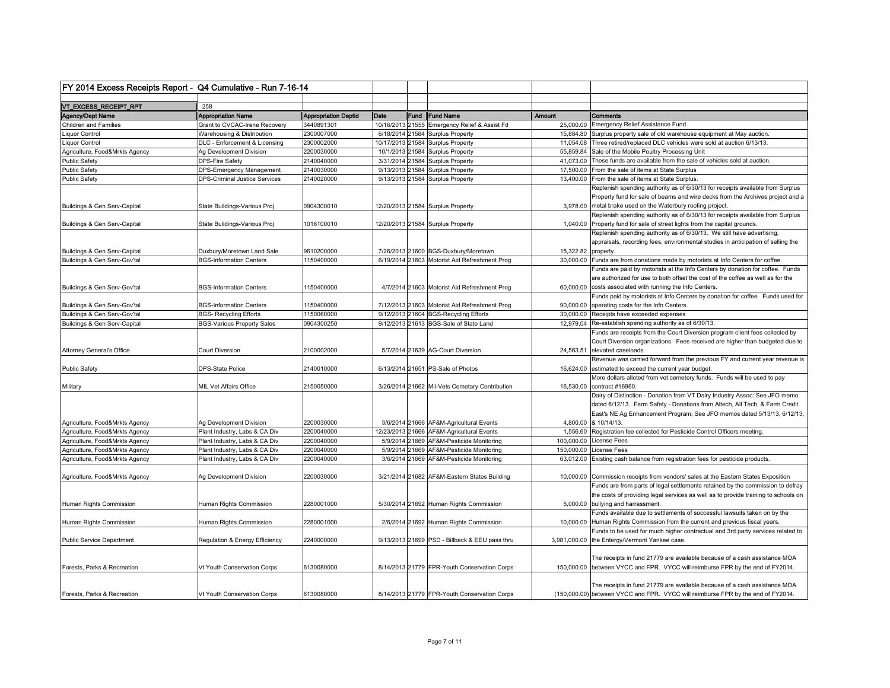FY 2014 Excess Receipts Report - Q4 Cumulative - Run 7-16-14

| VT_EXCESS_RECEIPT_RPT | 258 | | | | | | |
|---|---|---|---|---|---|---|---|
| **Agency/Dept Name** | **Appropriation Name** | **Appropriation Deptid** | **Date** | **Fund** | **Fund Name** | **Amount** | **Comments** |
| Children and Families | Grant to CVCAC-Irene Recovery | 3440891301 | 10/16/2013 | 21555 | Emergency Relief & Assist Fd | 25,000.00 | Emergency Relief Assistance Fund |
| Liquor Control | Warehousing & Distribution | 2300007000 | 6/18/2014 | 21584 | Surplus Property | 15,884.80 | Surplus property sale of old warehouse equipment at May auction. |
| Liquor Control | DLC - Enforcement & Licensing | 2300002000 | 10/17/2013 | 21584 | Surplus Property | 11,054.08 | Three retired/replaced DLC vehicles were sold at auction 6/13/13. |
| Agriculture, Food&Mrkts Agency | Ag Development Division | 2200030000 | 10/1/2013 | 21584 | Surplus Property | 55,859.84 | Sale of the Mobile Poultry Processing Unit |
| Public Safety | DPS-Fire Safety | 2140040000 | 3/31/2014 | 21584 | Surplus Property | 41,073.00 | These funds are available from the sale of vehicles sold at auction. |
| Public Safety | DPS-Emergency Management | 2140030000 | 9/13/2013 | 21584 | Surplus Property | 17,500.00 | From the sale of items at State Surplus |
| Public Safety | DPS-Criminal Justice Services | 2140020000 | 9/13/2013 | 21584 | Surplus Property | 13,400.00 | From the sale of items at State Surplus. |
| Buildings & Gen Serv-Capital | State Buildings-Various Proj | 0904300010 | 12/20/2013 | 21584 | Surplus Property | 3,978.00 | Replenish spending authority as of 6/30/13 for receipts available from Surplus Property fund for sale of beams and wire decks from the Archives project and a metal brake used on the Waterbury roofing project. |
| Buildings & Gen Serv-Capital | State Buildings-Various Proj | 1016100010 | 12/20/2013 | 21584 | Surplus Property | 1,040.00 | Replenish spending authority as of 6/30/13 for receipts available from Surplus Property fund for sale of street lights from the capital grounds. |
| Buildings & Gen Serv-Capital | Duxbury/Moretown Land Sale | 9610200000 | 7/26/2013 | 21600 | BGS-Duxbury/Moretown | 15,322.82 | Replenish spending authority as of 6/30/13. We still have advertising, appraisals, recording fees, environmental studies in anticipation of selling the property. |
| Buildings & Gen Serv-Gov'tal | BGS-Information Centers | 1150400000 | 6/19/2014 | 21603 | Motorist Aid Refreshment Prog | 30,000.00 | Funds are from donations made by motorists at Info Centers for coffee. |
| Buildings & Gen Serv-Gov'tal | BGS-Information Centers | 1150400000 | 4/7/2014 | 21603 | Motorist Aid Refreshment Prog | 60,000.00 | Funds are paid by motorists at the Info Centers by donation for coffee. Funds are authorized for use to both offset the cost of the coffee as well as for the costs associated with running the Info Centers. |
| Buildings & Gen Serv-Gov'tal | BGS-Information Centers | 1150400000 | 7/12/2013 | 21603 | Motorist Aid Refreshment Prog | 90,000.00 | Funds paid by motorists at Info Centers by donation for coffee. Funds used for operating costs for the Info Centers. |
| Buildings & Gen Serv-Gov'tal | BGS- Recycling Efforts | 1150060000 | 9/12/2013 | 21604 | BGS-Recycling Efforts | 30,000.00 | Receipts have exceeded expenses |
| Buildings & Gen Serv-Capital | BGS-Various Property Sales | 0904300250 | 9/12/2013 | 21613 | BGS-Sale of State Land | 12,979.04 | Re-establish spending authority as of 6/30/13. |
| Attorney General's Office | Court Diversion | 2100002000 | 5/7/2014 | 21639 | AG-Court Diversion | 24,563.51 | Funds are receipts from the Court Diversion program client fees collected by Court Diversion organizations. Fees received are higher than budgeted due to elevated caseloads. |
| Public Safety | DPS-State Police | 2140010000 | 6/13/2014 | 21651 | PS-Sale of Photos | 16,624.00 | Revenue was carried forward from the previous FY and current year revenue is estimated to exceed the current year budget. |
| Military | MIL Vet Affairs Office | 2150050000 | 3/26/2014 | 21662 | Mil-Vets Cemetary Contribution | 16,530.00 | More dollars alloted from vet cemetery funds. Funds will be used to pay contract #16960. |
| Agriculture, Food&Mrkts Agency | Ag Development Division | 2200030000 | 3/6/2014 | 21666 | AF&M-Agricultural Events | 4,800.00 | Dairy of Distinction - Donation from VT Dairy Industry Assoc: See JFO memo dated 6/12/13. Farm Safety - Donations from Altech, All Tech, & Farm Credit East's NE Ag Enhancement Program; See JFO memos dated 5/13/13, 6/12/13, & 10/14/13. |
| Agriculture, Food&Mrkts Agency | Plant Industry, Labs & CA Div | 2200040000 | 12/23/2013 | 21666 | AF&M-Agricultural Events | 1,556.60 | Registration fee collected for Pesticide Control Officers meeting. |
| Agriculture, Food&Mrkts Agency | Plant Industry, Labs & CA Div | 2200040000 | 5/9/2014 | 21669 | AF&M-Pesticide Monitoring | 100,000.00 | License Fees |
| Agriculture, Food&Mrkts Agency | Plant Industry, Labs & CA Div | 2200040000 | 5/9/2014 | 21669 | AF&M-Pesticide Monitoring | 150,000.00 | License Fees |
| Agriculture, Food&Mrkts Agency | Plant Industry, Labs & CA Div | 2200040000 | 3/6/2014 | 21669 | AF&M-Pesticide Monitoring | 63,012.00 | Existing cash balance from registration fees for pesticide products. |
| Agriculture, Food&Mrkts Agency | Ag Development Division | 2200030000 | 3/21/2014 | 21682 | AF&M-Eastern States Building | 10,000.00 | Commission receipts from vendors' sales at the Eastern States Exposition |
| Human Rights Commission | Human Rights Commission | 2280001000 | 5/30/2014 | 21692 | Human Rights Commission | 5,000.00 | Funds are from parts of legal settlements retained by the commission to defray the costs of providing legal services as well as to provide training to schools on bullying and harrassment. |
| Human Rights Commission | Human Rights Commission | 2280001000 | 2/6/2014 | 21692 | Human Rights Commission | 10,000.00 | Funds available due to settlements of successful lawsuits taken on by the Human Rights Commission from the current and previous fiscal years. |
| Public Service Department | Regulation & Energy Efficiency | 2240000000 | 9/13/2013 | 21699 | PSD - Billback & EEU pass thru | 3,981,000.00 | Funds to be used for much higher contractual and 3rd party services related to the Entergy/Vermont Yankee case. |
| Forests, Parks & Recreation | Vt Youth Conservation Corps | 6130080000 | 8/14/2013 | 21779 | FPR-Youth Conservation Corps | 150,000.00 | The receipts in fund 21779 are available because of a cash assistance MOA between VYCC and FPR. VYCC will reimburse FPR by the end of FY2014. |
| Forests, Parks & Recreation | Vt Youth Conservation Corps | 6130080000 | 8/14/2013 | 21779 | FPR-Youth Conservation Corps | (150,000.00) | The receipts in fund 21779 are available because of a cash assistance MOA between VYCC and FPR. VYCC will reimburse FPR by the end of FY2014. |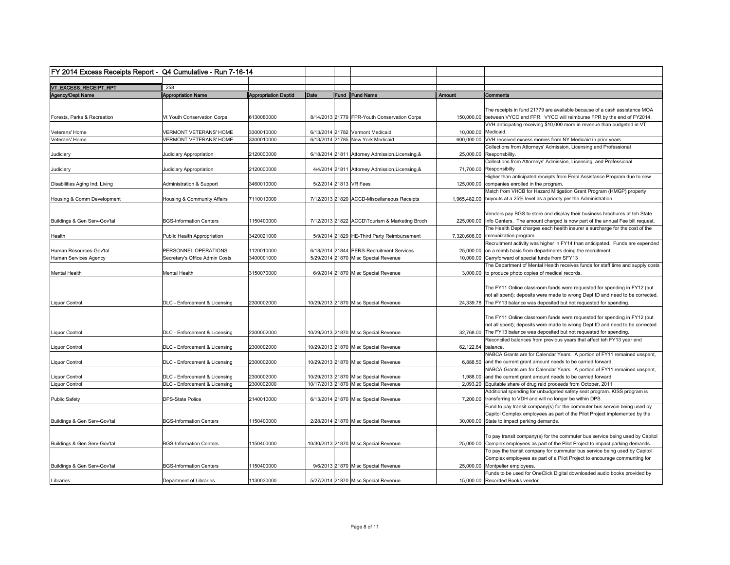## FY 2014 Excess Receipts Report - Q4 Cumulative - Run 7-16-14

| VT_EXCESS_RECEIPT_RPT | 258 | | | | | | |
|---|---|---|---|---|---|---|---|
| **Agency/Dept Name** | **Appropriation Name** | **Appropriation Deptid** | **Date** | **Fund** | **Fund Name** | **Amount** | **Comments** |
| Forests, Parks & Recreation | Vt Youth Conservation Corps | 6130080000 | 8/14/2013 | 21779 | FPR-Youth Conservation Corps | 150,000.00 | The receipts in fund 21779 are available because of a cash assistance MOA between VYCC and FPR. VYCC will reimburse FPR by the end of FY2014. |
| Veterans' Home | VERMONT VETERANS' HOME | 3300010000 | 6/13/2014 | 21782 | Vermont Medicaid | 10,000.00 | VVH anticipating receiving $10,000 more in revenue than budgeted in VT Medicaid. |
| Veterans' Home | VERMONT VETERANS' HOME | 3300010000 | 6/13/2014 | 21785 | New York Medicaid | 600,000.00 | VVH received excess monies from NY Medicaid in prior years. |
| Judiciary | Judiciary Appropriation | 2120000000 | 6/18/2014 | 21811 | Attorney Admission,Licensing,& | 25,000.00 | Collections from Attorneys' Admission, Licensing and Professional Responsbility. |
| Judiciary | Judiciary Appropriation | 2120000000 | 4/4/2014 | 21811 | Attorney Admission,Licensing,& | 71,700.00 | Collections from Attorneys' Admission, Licensing, and Professional Responsibilty |
| Disabilities Aging Ind. Living | Administration & Support | 3460010000 | 5/2/2014 | 21813 | VR Fees | 125,000.00 | Higher than anticipated receipts from Empl Assistance Program due to new companies enrolled in the program. |
| Housing & Comm Development | Housing & Community Affairs | 7110010000 | 7/12/2013 | 21820 | ACCD-Miscellaneous Receipts | 1,965,482.00 | Match from VHCB for Hazard Mitigation Grant Program (HMGP) property buyouts at a 25% level as a priority per the Administration |
| Buildings & Gen Serv-Gov'tal | BGS-Information Centers | 1150400000 | 7/12/2013 | 21822 | ACCD\Tourism & Marketing Broch | 225,000.00 | Vendors pay BGS to store and display their business brochures at teh State Info Centers. The amount charged is now part of the annual Fee bill request. |
| Health | Public Health Appropriation | 3420021000 | 5/9/2014 | 21829 | HE-Third Party Reimbursement | 7,320,606.00 | The Health Dept charges each health insurer a surcharge for the cost of the immunization program. |
| Human Resources-Gov'tal | PERSONNEL OPERATIONS | 1120010000 | 6/18/2014 | 21844 | PERS-Recruitment Services | 25,000.00 | Recruitment activity was higher in FY14 than anticipated. Funds are expended on a reimb basis from departments doing the recruitment. |
| Human Services Agency | Secretary's Office Admin Costs | 3400001000 | 5/29/2014 | 21870 | Misc Special Revenue | 10,000.00 | Carryforward of special funds from SFY13 |
| Mental Health | Mental Health | 3150070000 | 6/9/2014 | 21870 | Misc Special Revenue | 3,000.00 | The Department of Mental Health receives funds for staff time and supply costs to produce photo copies of medical records. |
| Liquor Control | DLC - Enforcement & Licensing | 2300002000 | 10/29/2013 | 21870 | Misc Special Revenue | 24,339.78 | The FY11 Online classroom funds were requested for spending in FY12 (but not all spent); deposits were made to wrong Dept ID and need to be corrected. The FY13 balance was deposited but not requested for spending. |
| Liquor Control | DLC - Enforcement & Licensing | 2300002000 | 10/29/2013 | 21870 | Misc Special Revenue | 32,768.00 | The FY11 Online classroom funds were requested for spending in FY12 (but not all spent); deposits were made to wrong Dept ID and need to be corrected. The FY13 balance was deposited but not requested for spending. |
| Liquor Control | DLC - Enforcement & Licensing | 2300002000 | 10/29/2013 | 21870 | Misc Special Revenue | 62,122.84 | Reconciled balances from previous years that affect teh FY13 year end balance. |
| Liquor Control | DLC - Enforcement & Licensing | 2300002000 | 10/29/2013 | 21870 | Misc Special Revenue | 6,888.50 | NABCA Grants are for Calendar Years. A portion of FY11 remained unspent, and the current grant amount needs to be carried forward. |
| Liquor Control | DLC - Enforcement & Licensing | 2300002000 | 10/29/2013 | 21870 | Misc Special Revenue | 1,988.00 | NABCA Grants are for Calendar Years. A portion of FY11 remained unspent, and the current grant amount needs to be carried forward. |
| Liquor Control | DLC - Enforcement & Licensing | 2300002000 | 10/17/2013 | 21870 | Misc Special Revenue | 2,093.20 | Equitable share of drug raid proceeds from October, 2011 |
| Public Safety | DPS-State Police | 2140010000 | 6/13/2014 | 21870 | Misc Special Revenue | 7,200.00 | Additional spending for unbudgeted safety seat program. KISS program is transferring to VDH and will no longer be within DPS. |
| Buildings & Gen Serv-Gov'tal | BGS-Information Centers | 1150400000 | 2/28/2014 | 21870 | Misc Special Revenue | 30,000.00 | Fund to pay transit company(s) for the commuter bus servcie being used by Capitol Complex employees as part of the Pilot Project implemented by the State to impact parking demands. |
| Buildings & Gen Serv-Gov'tal | BGS-Information Centers | 1150400000 | 10/30/2013 | 21870 | Misc Special Revenue | 25,000.00 | To pay transit company(s) for the commuter bus service being used by Capitol Complex employees as part of the Pilot Project to impact parking demands. |
| Buildings & Gen Serv-Gov'tal | BGS-Information Centers | 1150400000 | 9/6/2013 | 21870 | Misc Special Revenue | 25,000.00 | To pay the transit company for cummuter bus service being used by Capitol Complex employees as part of a Pilot Project to encourage communting for Montpelier employees. |
| Libraries | Department of Libraries | 1130030000 | 5/27/2014 | 21870 | Misc Special Revenue | 15,000.00 | Funds to be used for OneClick Digital downloaded audio books provided by Recorded Books vendor. |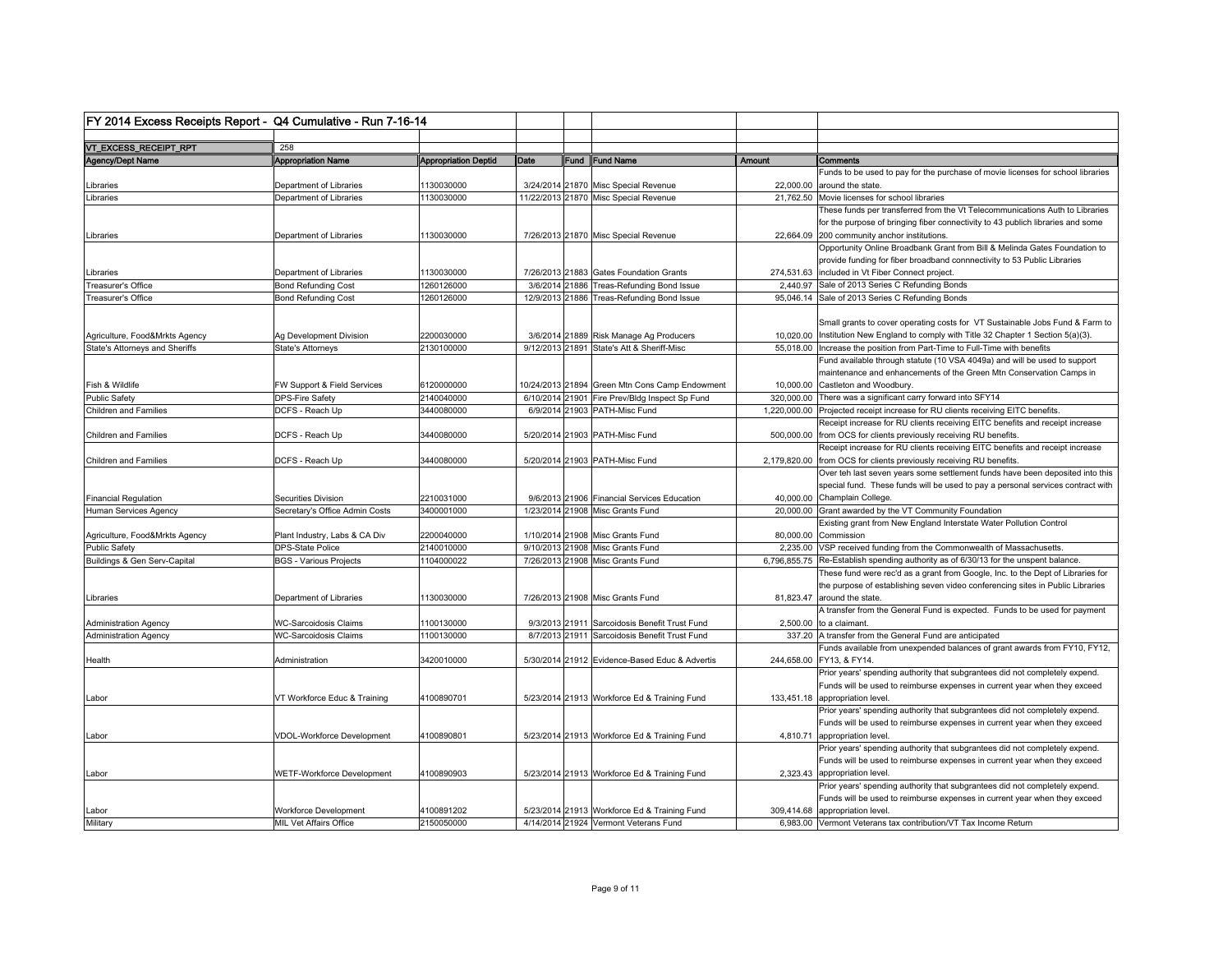## FY 2014 Excess Receipts Report - Q4 Cumulative - Run 7-16-14

| VT_EXCESS_RECEIPT_RPT | 258 | | | | | | |
|---|---|---|---|---|---|---|---|
| **Agency/Dept Name** | **Appropriation Name** | **Appropriation Deptid** | **Date** | **Fund** | **Fund Name** | **Amount** | **Comments** |
| Libraries | Department of Libraries | 1130030000 | 3/24/2014 | 21870 | Misc Special Revenue | 22,000.00 | Funds to be used to pay for the purchase of movie licenses for school libraries around the state. |
| Libraries | Department of Libraries | 1130030000 | 11/22/2013 | 21870 | Misc Special Revenue | 21,762.50 | Movie licenses for school libraries |
| Libraries | Department of Libraries | 1130030000 | 7/26/2013 | 21870 | Misc Special Revenue | 22,664.09 | These funds per transferred from the Vt Telecommunications Auth to Libraries for the purpose of bringing fiber connectivity to 43 publich libraries and some 200 community anchor institutions. |
| Libraries | Department of Libraries | 1130030000 | 7/26/2013 | 21883 | Gates Foundation Grants | 274,531.63 | Opportunity Online Broadbank Grant from Bill & Melinda Gates Foundation to provide funding for fiber broadband connnectivity to 53 Public Libraries included in Vt Fiber Connect project. |
| Treasurer's Office | Bond Refunding Cost | 1260126000 | 3/6/2014 | 21886 | Treas-Refunding Bond Issue | 2,440.97 | Sale of 2013 Series C Refunding Bonds |
| Treasurer's Office | Bond Refunding Cost | 1260126000 | 12/9/2013 | 21886 | Treas-Refunding Bond Issue | 95,046.14 | Sale of 2013 Series C Refunding Bonds |
| Agriculture, Food&Mrkts Agency | Ag Development Division | 2200030000 | 3/6/2014 | 21889 | Risk Manage Ag Producers | 10,020.00 | Small grants to cover operating costs for VT Sustainable Jobs Fund & Farm to Institution New England to comply with Title 32 Chapter 1 Section 5(a)(3). |
| State's Attorneys and Sheriffs | State's Attorneys | 2130100000 | 9/12/2013 | 21891 | State's Att & Sheriff-Misc | 55,018.00 | Increase the position from Part-Time to Full-Time with benefits |
| Fish & Wildlife | FW Support & Field Services | 6120000000 | 10/24/2013 | 21894 | Green Mtn Cons Camp Endowment | 10,000.00 | Fund available through statute (10 VSA 4049a) and will be used to support maintenance and enhancements of the Green Mtn Conservation Camps in Castleton and Woodbury. |
| Public Safety | DPS-Fire Safety | 2140040000 | 6/10/2014 | 21901 | Fire Prev/Bldg Inspect Sp Fund | 320,000.00 | There was a significant carry forward into SFY14 |
| Children and Families | DCFS - Reach Up | 3440080000 | 6/9/2014 | 21903 | PATH-Misc Fund | 1,220,000.00 | Projected receipt increase for RU clients receiving EITC benefits. |
| Children and Families | DCFS - Reach Up | 3440080000 | 5/20/2014 | 21903 | PATH-Misc Fund | 500,000.00 | Receipt increase for RU clients receiving EITC benefits and receipt increase from OCS for clients previously receiving RU benefits. |
| Children and Families | DCFS - Reach Up | 3440080000 | 5/20/2014 | 21903 | PATH-Misc Fund | 2,179,820.00 | Receipt increase for RU clients receiving EITC benefits and receipt increase from OCS for clients previously receiving RU benefits. |
| Financial Regulation | Securities Division | 2210031000 | 9/6/2013 | 21906 | Financial Services Education | 40,000.00 | Over teh last seven years some settlement funds have been deposited into this special fund. These funds will be used to pay a personal services contract with Champlain College. |
| Human Services Agency | Secretary's Office Admin Costs | 3400001000 | 1/23/2014 | 21908 | Misc Grants Fund | 20,000.00 | Grant awarded by the VT Community Foundation |
| Agriculture, Food&Mrkts Agency | Plant Industry, Labs & CA Div | 2200040000 | 1/10/2014 | 21908 | Misc Grants Fund | 80,000.00 | Existing grant from New England Interstate Water Pollution Control Commission |
| Public Safety | DPS-State Police | 2140010000 | 9/10/2013 | 21908 | Misc Grants Fund | 2,235.00 | VSP received funding from the Commonwealth of Massachusetts. |
| Buildings & Gen Serv-Capital | BGS - Various Projects | 1104000022 | 7/26/2013 | 21908 | Misc Grants Fund | 6,796,855.75 | Re-Establish spending authority as of 6/30/13 for the unspent balance. |
| Libraries | Department of Libraries | 1130030000 | 7/26/2013 | 21908 | Misc Grants Fund | 81,823.47 | These fund were rec'd as a grant from Google, Inc. to the Dept of Libraries for the purpose of establishing seven video conferencing sites in Public Libraries around the state. |
| Administration Agency | WC-Sarcoidosis Claims | 1100130000 | 9/3/2013 | 21911 | Sarcoidosis Benefit Trust Fund | 2,500.00 | A transfer from the General Fund is expected. Funds to be used for payment to a claimant. |
| Administration Agency | WC-Sarcoidosis Claims | 1100130000 | 8/7/2013 | 21911 | Sarcoidosis Benefit Trust Fund | 337.20 | A transfer from the General Fund are anticipated |
| Health | Administration | 3420010000 | 5/30/2014 | 21912 | Evidence-Based Educ & Advertis | 244,658.00 | Funds available from unexpended balances of grant awards from FY10, FY12, FY13, & FY14. |
| Labor | VT Workforce Educ & Training | 4100890701 | 5/23/2014 | 21913 | Workforce Ed & Training Fund | 133,451.18 | Prior years' spending authority that subgrantees did not completely expend. Funds will be used to reimburse expenses in current year when they exceed appropriation level. |
| Labor | VDOL-Workforce Development | 4100890801 | 5/23/2014 | 21913 | Workforce Ed & Training Fund | 4,810.71 | Prior years' spending authority that subgrantees did not completely expend. Funds will be used to reimburse expenses in current year when they exceed appropriation level. |
| Labor | WETF-Workforce Development | 4100890903 | 5/23/2014 | 21913 | Workforce Ed & Training Fund | 2,323.43 | Prior years' spending authority that subgrantees did not completely expend. Funds will be used to reimburse expenses in current year when they exceed appropriation level. |
| Labor | Workforce Development | 4100891202 | 5/23/2014 | 21913 | Workforce Ed & Training Fund | 309,414.68 | Prior years' spending authority that subgrantees did not completely expend. Funds will be used to reimburse expenses in current year when they exceed appropriation level. |
| Military | MIL Vet Affairs Office | 2150050000 | 4/14/2014 | 21924 | Vermont Veterans Fund | 6,983.00 | Vermont Veterans tax contribution/VT Tax Income Return |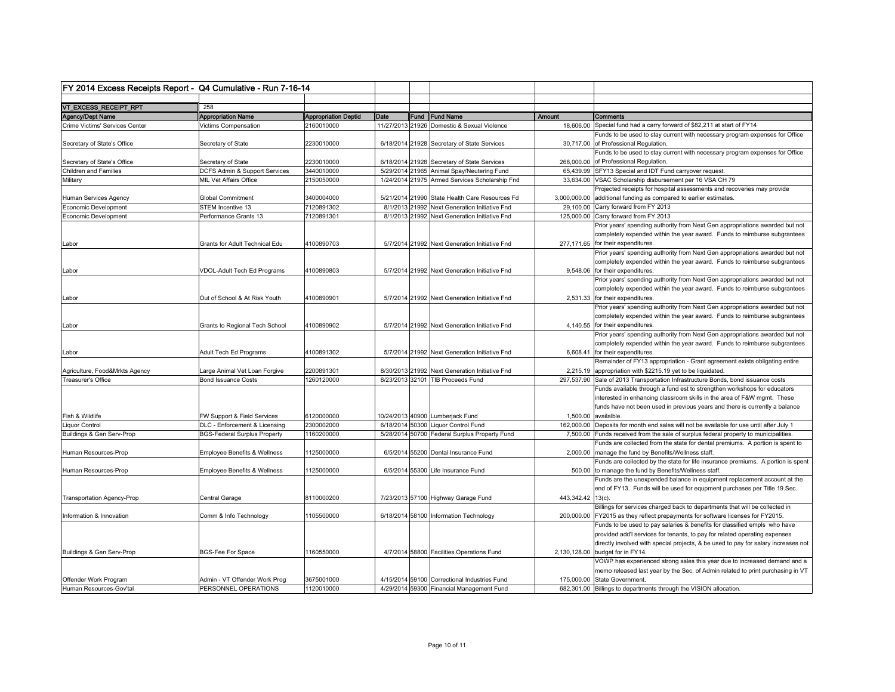## FY 2014 Excess Receipts Report - Q4 Cumulative - Run 7-16-14

| VT_EXCESS_RECEIPT_RPT | 258 | | | | | | |
|---|---|---|---|---|---|---|---|
| **Agency/Dept Name** | **Appropriation Name** | **Appropriation Deptid** | **Date** | **Fund** | **Fund Name** | **Amount** | **Comments** |
| Crime Victims' Services Center | Victims Compensation | 2160010000 | 11/27/2013 | 21926 | Domestic & Sexual Violence | 18,606.00 | Special fund had a carry forward of $82,211 at start of FY14 |
| Secretary of State's Office | Secretary of State | 2230010000 | 6/18/2014 | 21928 | Secretary of State Services | 30,717.00 | Funds to be used to stay current with necessary program expenses for Office of Professional Regulation. |
| Secretary of State's Office | Secretary of State | 2230010000 | 6/18/2014 | 21928 | Secretary of State Services | 268,000.00 | Funds to be used to stay current with necessary program expenses for Office of Professional Regulation. |
| Children and Families | DCFS Admin & Support Services | 3440010000 | 5/29/2014 | 21965 | Animal Spay/Neutering Fund | 65,439.99 | SFY13 Special and IDT Fund carryover request. |
| Military | MIL Vet Affairs Office | 2150050000 | 1/24/2014 | 21975 | Armed Services Scholarship Fnd | 33,634.00 | VSAC Scholarship disbursement per 16 VSA CH 79 |
| Human Services Agency | Global Commitment | 3400004000 | 5/21/2014 | 21990 | State Health Care Resources Fd | 3,000,000.00 | Projected receipts for hospital assessments and recoveries may provide additional funding as compared to earlier estimates. |
| Economic Development | STEM Incentive 13 | 7120891302 | 8/1/2013 | 21992 | Next Generation Initiative Fnd | 29,100.00 | Carry forward from FY 2013 |
| Economic Development | Performance Grants 13 | 7120891301 | 8/1/2013 | 21992 | Next Generation Initiative Fnd | 125,000.00 | Carry forward from FY 2013 |
| Labor | Grants for Adult Technical Edu | 4100890703 | 5/7/2014 | 21992 | Next Generation Initiative Fnd | 277,171.65 | Prior years' spending authority from Next Gen appropriations awarded but not completely expended within the year award. Funds to reimburse subgrantees for their expenditures. |
| Labor | VDOL-Adult Tech Ed Programs | 4100890803 | 5/7/2014 | 21992 | Next Generation Initiative Fnd | 9,548.06 | Prior years' spending authority from Next Gen appropriations awarded but not completely expended within the year award. Funds to reimburse subgrantees for their expenditures. |
| Labor | Out of School & At Risk Youth | 4100890901 | 5/7/2014 | 21992 | Next Generation Initiative Fnd | 2,531.33 | Prior years' spending authority from Next Gen appropriations awarded but not completely expended within the year award. Funds to reimburse subgrantees for their expenditures. |
| Labor | Grants to Regional Tech School | 4100890902 | 5/7/2014 | 21992 | Next Generation Initiative Fnd | 4,140.55 | Prior years' spending authority from Next Gen appropriations awarded but not completely expended within the year award. Funds to reimburse subgrantees for their expenditures. |
| Labor | Adult Tech Ed Programs | 4100891302 | 5/7/2014 | 21992 | Next Generation Initiative Fnd | 6,608.41 | Prior years' spending authority from Next Gen appropriations awarded but not completely expended within the year award. Funds to reimburse subgrantees for their expenditures. |
| Agriculture, Food&Mrkts Agency | Large Animal Vet Loan Forgive | 2200891301 | 8/30/2013 | 21992 | Next Generation Initiative Fnd | 2,215.19 | Remainder of FY13 appropriation - Grant agreement exists obligating entire appropriation with $2215.19 yet to be liquidated. |
| Treasurer's Office | Bond Issuance Costs | 1260120000 | 8/23/2013 | 32101 | TIB Proceeds Fund | 297,537.90 | Sale of 2013 Transportation Infrastructure Bonds, bond issuance costs |
| Fish & Wildlife | FW Support & Field Services | 6120000000 | 10/24/2013 | 40900 | Lumberjack Fund | 1,500.00 | Funds available through a fund est to strengthen workshops for educators interested in enhancing classroom skills in the area of F&W mgmt. These funds have not been used in previous years and there is currently a balance availalble. |
| Liquor Control | DLC - Enforcement & Licensing | 2300002000 | 6/18/2014 | 50300 | Liquor Control Fund | 162,000.00 | Deposits for month end sales will not be available for use until after July 1 |
| Buildings & Gen Serv-Prop | BGS-Federal Surplus Property | 1160200000 | 5/28/2014 | 50700 | Federal Surplus Property Fund | 7,500.00 | Funds received from the sale of surplus federal property to municipalities. |
| Human Resources-Prop | Employee Benefits & Wellness | 1125000000 | 6/5/2014 | 55200 | Dental Insurance Fund | 2,000.00 | Funds are collected from the state for dental premiums. A portion is spent to manage the fund by Benefits/Wellness staff. |
| Human Resources-Prop | Employee Benefits & Wellness | 1125000000 | 6/5/2014 | 55300 | Life Insurance Fund | 500.00 | Funds are collected by the state for life insurance premiums. A portion is spent to manage the fund by Benefits/Wellness staff. |
| Transportation Agency-Prop | Central Garage | 8110000200 | 7/23/2013 | 57100 | Highway Garage Fund | 443,342.42 | Funds are the unexpended balance in equipment replacement account at the end of FY13. Funds will be used for equpment purchases per Title 19.Sec. 13(c). |
| Information & Innovation | Comm & Info Technology | 1105500000 | 6/18/2014 | 58100 | Information Technology | 200,000.00 | Billings for services charged back to departments that will be collected in FY2015 as they reflect prepayments for software licenses for FY2015. |
| Buildings & Gen Serv-Prop | BGS-Fee For Space | 1160550000 | 4/7/2014 | 58800 | Facilities Operations Fund | 2,130,128.00 | Funds to be used to pay salaries & benefits for classified empls who have provided add'l services for tenants, to pay for related operating expenses directly involved with special projects, & be used to pay for salary increases not budget for in FY14. |
| Offender Work Program | Admin - VT Offender Work Prog | 3675001000 | 4/15/2014 | 59100 | Correctional Industries Fund | 175,000.00 | VOWP has experienced strong sales this year due to increased demand and a memo released last year by the Sec. of Admin related to print purchasing in VT State Government. |
| Human Resources-Gov'tal | PERSONNEL OPERATIONS | 1120010000 | 4/29/2014 | 59300 | Financial Management Fund | 682,301.00 | Billings to departments through the VISION allocation. |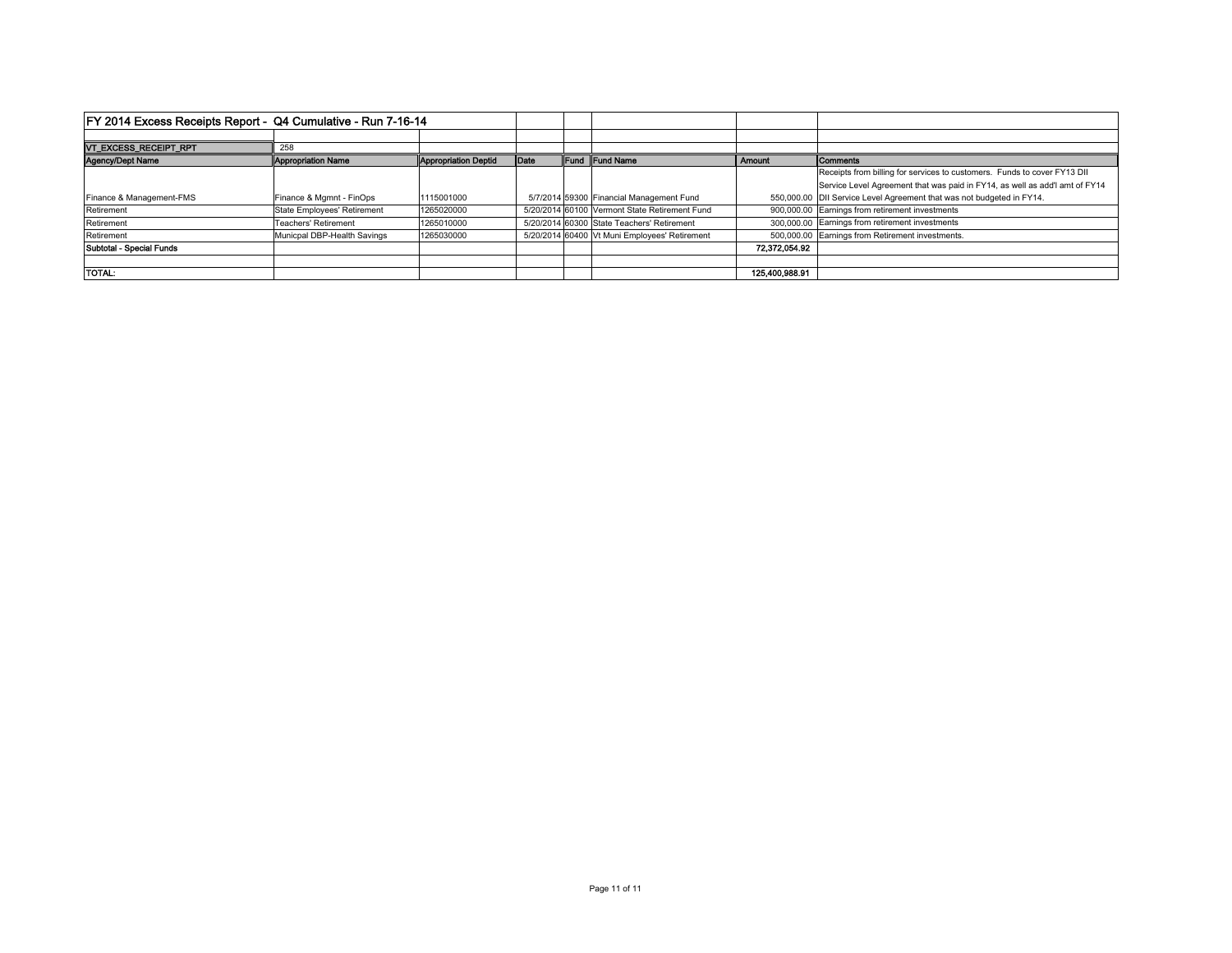| FY 2014 Excess Receipts Report - Q4 Cumulative - Run 7-16-14 | | | | | | | |
|---|---|---|---|---|---|---|---|
| | | | | | | | |
| **VT_EXCESS_RECEIPT_RPT** | 258 | | | | | | |
| **Agency/Dept Name** | **Appropriation Name** | **Appropriation Deptid** | **Date** | **Fund** | **Fund Name** | **Amount** | **Comments** |
| Finance & Management-FMS | Finance & Mgmnt - FinOps | 1115001000 | 5/7/2014 | 59300 | Financial Management Fund | 550,000.00 | Receipts from billing for services to customers. Funds to cover FY13 DII Service Level Agreement that was paid in FY14, as well as add'l amt of FY14 DII Service Level Agreement that was not budgeted in FY14. |
| Retirement | State Employees' Retirement | 1265020000 | 5/20/2014 | 60100 | Vermont State Retirement Fund | 900,000.00 | Earnings from retirement investments |
| Retirement | Teachers' Retirement | 1265010000 | 5/20/2014 | 60300 | State Teachers' Retirement | 300,000.00 | Earnings from retirement investments |
| Retirement | Municpal DBP-Health Savings | 1265030000 | 5/20/2014 | 60400 | Vt Muni Employees' Retirement | 500,000.00 | Earnings from Retirement investments. |
| **Subtotal - Special Funds** | | | | | | **72,372,054.92** | |
| | | | | | | | |
| **TOTAL:** | | | | | | **125,400,988.91** | |